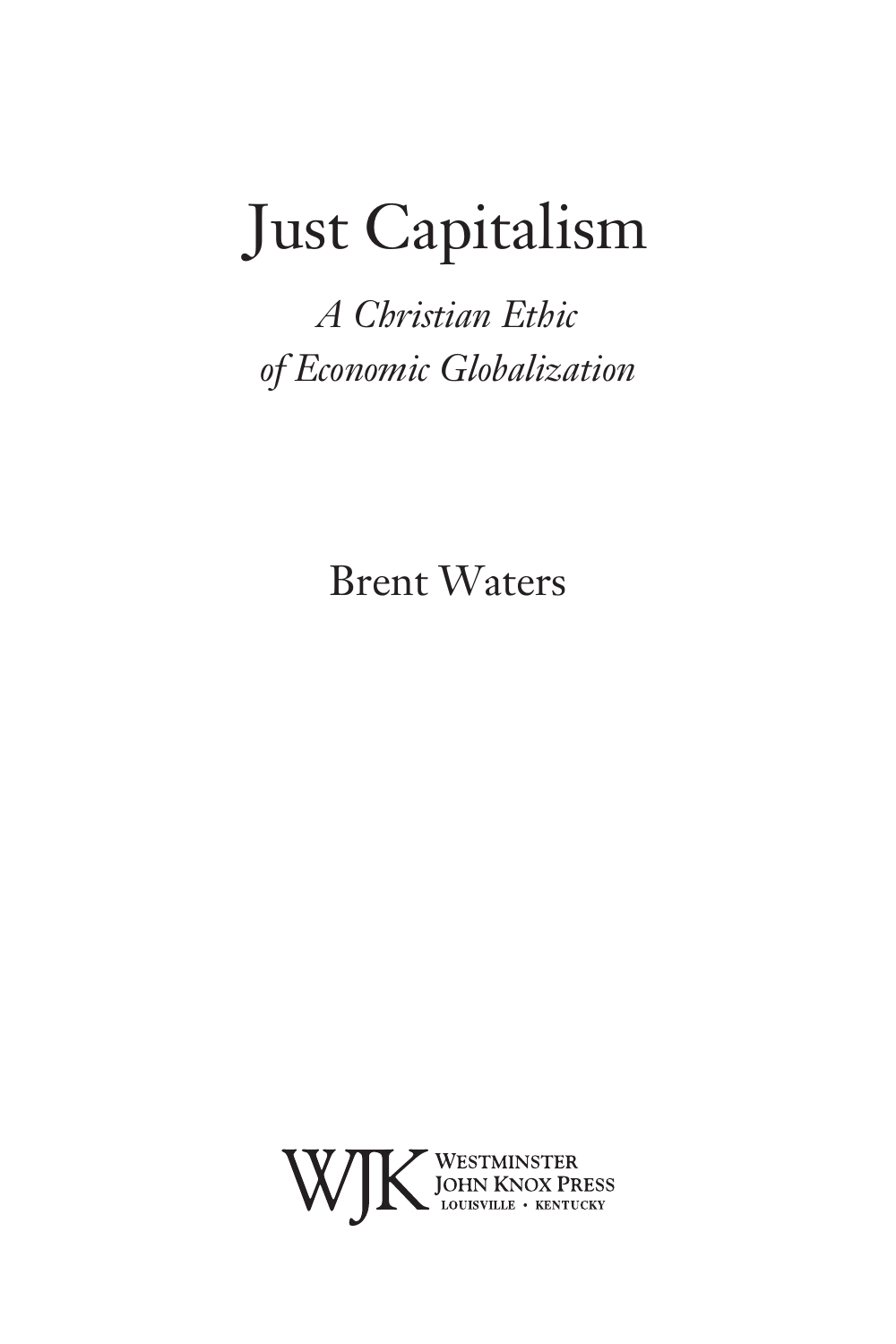# Just Capitalism

*A Christian Ethic of Economic Globalization*

Brent Waters

WJK Westminster John Knox Press
Louisville • Kentucky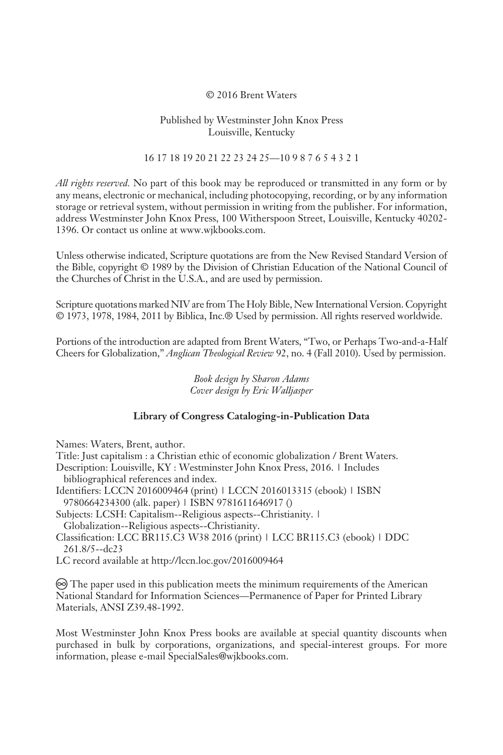© 2016 Brent Waters

Published by Westminster John Knox Press
Louisville, Kentucky

16 17 18 19 20 21 22 23 24 25—10 9 8 7 6 5 4 3 2 1

*All rights reserved.* No part of this book may be reproduced or transmitted in any form or by any means, electronic or mechanical, including photocopying, recording, or by any information storage or retrieval system, without permission in writing from the publisher. For information, address Westminster John Knox Press, 100 Witherspoon Street, Louisville, Kentucky 40202-1396. Or contact us online at www.wjkbooks.com.

Unless otherwise indicated, Scripture quotations are from the New Revised Standard Version of the Bible, copyright © 1989 by the Division of Christian Education of the National Council of the Churches of Christ in the U.S.A., and are used by permission.

Scripture quotations marked NIV are from The Holy Bible, New International Version. Copyright © 1973, 1978, 1984, 2011 by Biblica, Inc.® Used by permission. All rights reserved worldwide.

Portions of the introduction are adapted from Brent Waters, "Two, or Perhaps Two-and-a-Half Cheers for Globalization," *Anglican Theological Review* 92, no. 4 (Fall 2010). Used by permission.

*Book design by Sharon Adams*
*Cover design by Eric Walljasper*

**Library of Congress Cataloging-in-Publication Data**

Names: Waters, Brent, author.
Title: Just capitalism : a Christian ethic of economic globalization / Brent Waters.
Description: Louisville, KY : Westminster John Knox Press, 2016. | Includes bibliographical references and index.
Identifiers: LCCN 2016009464 (print) | LCCN 2016013315 (ebook) | ISBN 9780664234300 (alk. paper) | ISBN 9781611646917 ()
Subjects: LCSH: Capitalism--Religious aspects--Christianity. | Globalization--Religious aspects--Christianity.
Classification: LCC BR115.C3 W38 2016 (print) | LCC BR115.C3 (ebook) | DDC 261.8/5--dc23
LC record available at http://lccn.loc.gov/2016009464

♾ The paper used in this publication meets the minimum requirements of the American National Standard for Information Sciences—Permanence of Paper for Printed Library Materials, ANSI Z39.48-1992.

Most Westminster John Knox Press books are available at special quantity discounts when purchased in bulk by corporations, organizations, and special-interest groups. For more information, please e-mail SpecialSales@wjkbooks.com.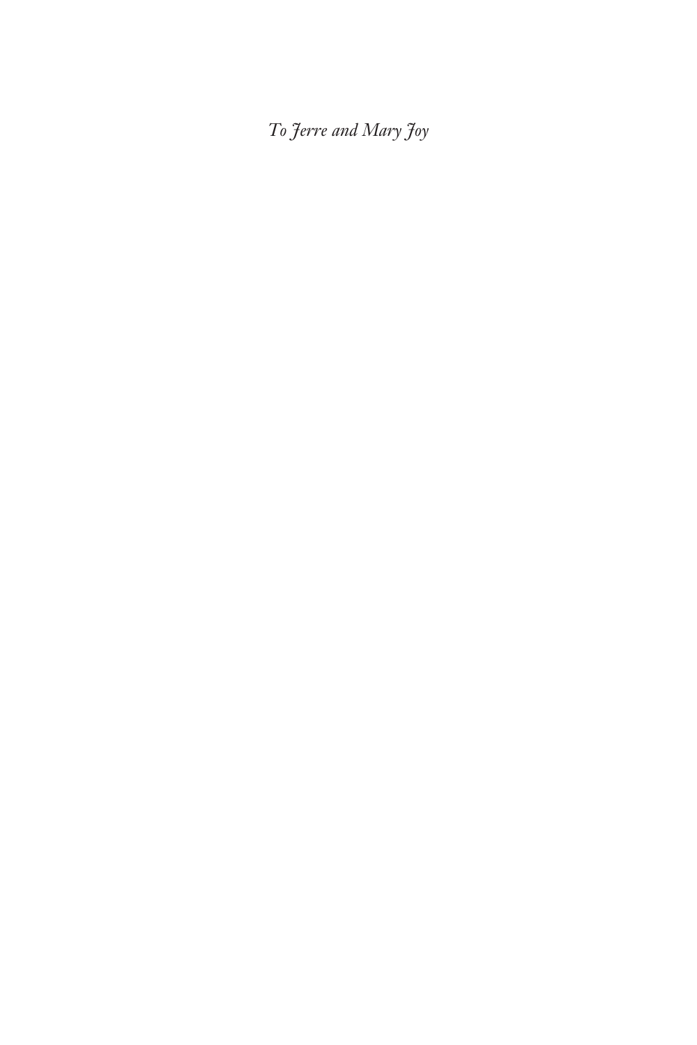*To Jerre and Mary Joy*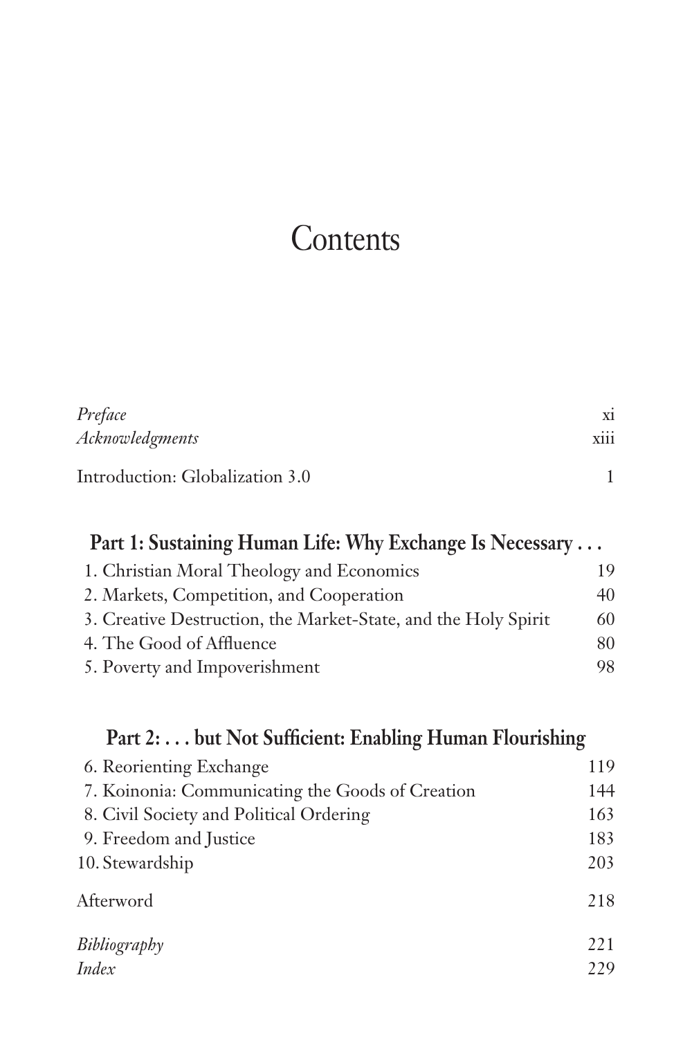# Contents

*Preface* xi
*Acknowledgments* xiii

Introduction: Globalization 3.0 1

## Part 1: Sustaining Human Life: Why Exchange Is Necessary . . .

1. Christian Moral Theology and Economics 19
2. Markets, Competition, and Cooperation 40
3. Creative Destruction, the Market-State, and the Holy Spirit 60
4. The Good of Affluence 80
5. Poverty and Impoverishment 98

## Part 2: . . . but Not Sufficient: Enabling Human Flourishing

6. Reorienting Exchange 119
7. Koinonia: Communicating the Goods of Creation 144
8. Civil Society and Political Ordering 163
9. Freedom and Justice 183
10. Stewardship 203

Afterword 218

*Bibliography* 221
*Index* 229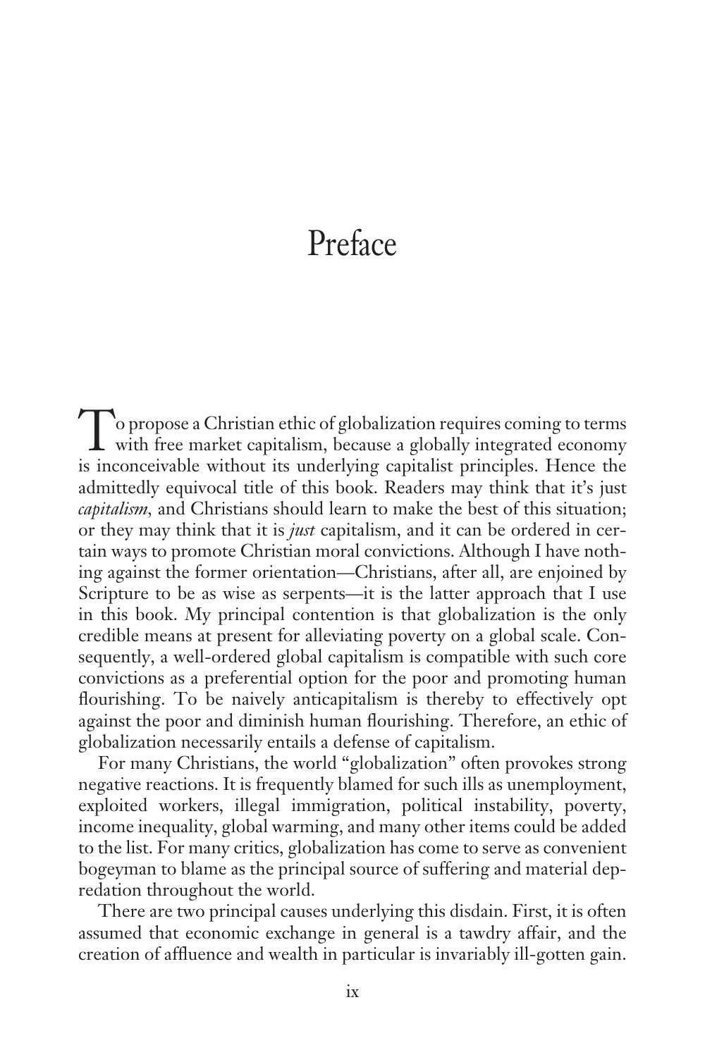# Preface

To propose a Christian ethic of globalization requires coming to terms with free market capitalism, because a globally integrated economy is inconceivable without its underlying capitalist principles. Hence the admittedly equivocal title of this book. Readers may think that it's just *capitalism*, and Christians should learn to make the best of this situation; or they may think that it is *just* capitalism, and it can be ordered in certain ways to promote Christian moral convictions. Although I have nothing against the former orientation—Christians, after all, are enjoined by Scripture to be as wise as serpents—it is the latter approach that I use in this book. My principal contention is that globalization is the only credible means at present for alleviating poverty on a global scale. Consequently, a well-ordered global capitalism is compatible with such core convictions as a preferential option for the poor and promoting human flourishing. To be naively anticapitalism is thereby to effectively opt against the poor and diminish human flourishing. Therefore, an ethic of globalization necessarily entails a defense of capitalism.

For many Christians, the world "globalization" often provokes strong negative reactions. It is frequently blamed for such ills as unemployment, exploited workers, illegal immigration, political instability, poverty, income inequality, global warming, and many other items could be added to the list. For many critics, globalization has come to serve as convenient bogeyman to blame as the principal source of suffering and material depredation throughout the world.

There are two principal causes underlying this disdain. First, it is often assumed that economic exchange in general is a tawdry affair, and the creation of affluence and wealth in particular is invariably ill-gotten gain.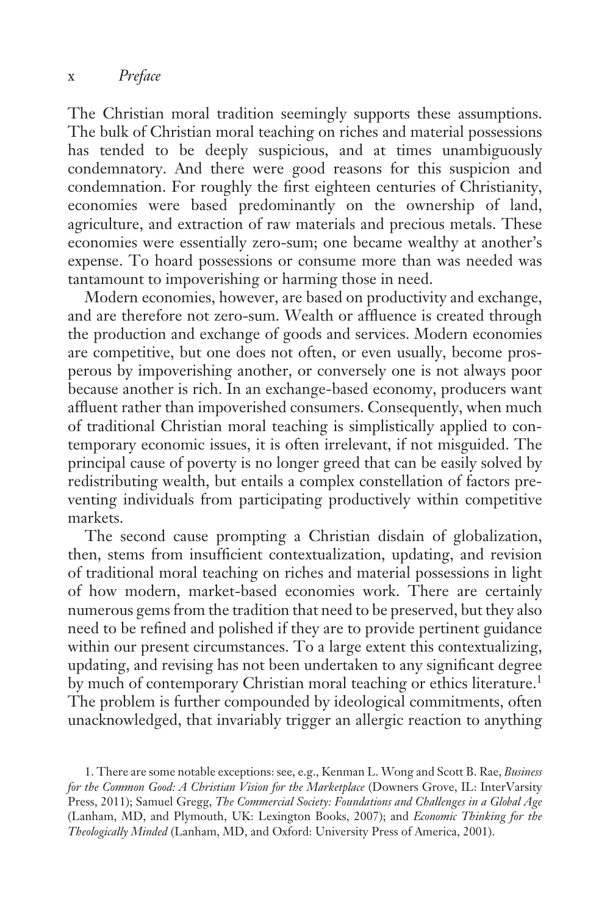The Christian moral tradition seemingly supports these assumptions. The bulk of Christian moral teaching on riches and material possessions has tended to be deeply suspicious, and at times unambiguously condemnatory. And there were good reasons for this suspicion and condemnation. For roughly the first eighteen centuries of Christianity, economies were based predominantly on the ownership of land, agriculture, and extraction of raw materials and precious metals. These economies were essentially zero-sum; one became wealthy at another's expense. To hoard possessions or consume more than was needed was tantamount to impoverishing or harming those in need.

Modern economies, however, are based on productivity and exchange, and are therefore not zero-sum. Wealth or affluence is created through the production and exchange of goods and services. Modern economies are competitive, but one does not often, or even usually, become prosperous by impoverishing another, or conversely one is not always poor because another is rich. In an exchange-based economy, producers want affluent rather than impoverished consumers. Consequently, when much of traditional Christian moral teaching is simplistically applied to contemporary economic issues, it is often irrelevant, if not misguided. The principal cause of poverty is no longer greed that can be easily solved by redistributing wealth, but entails a complex constellation of factors preventing individuals from participating productively within competitive markets.

The second cause prompting a Christian disdain of globalization, then, stems from insufficient contextualization, updating, and revision of traditional moral teaching on riches and material possessions in light of how modern, market-based economies work. There are certainly numerous gems from the tradition that need to be preserved, but they also need to be refined and polished if they are to provide pertinent guidance within our present circumstances. To a large extent this contextualizing, updating, and revising has not been undertaken to any significant degree by much of contemporary Christian moral teaching or ethics literature.[1] The problem is further compounded by ideological commitments, often unacknowledged, that invariably trigger an allergic reaction to anything

1. There are some notable exceptions: see, e.g., Kenman L. Wong and Scott B. Rae, *Business for the Common Good: A Christian Vision for the Marketplace* (Downers Grove, IL: InterVarsity Press, 2011); Samuel Gregg, *The Commercial Society: Foundations and Challenges in a Global Age* (Lanham, MD, and Plymouth, UK: Lexington Books, 2007); and *Economic Thinking for the Theologically Minded* (Lanham, MD, and Oxford: University Press of America, 2001).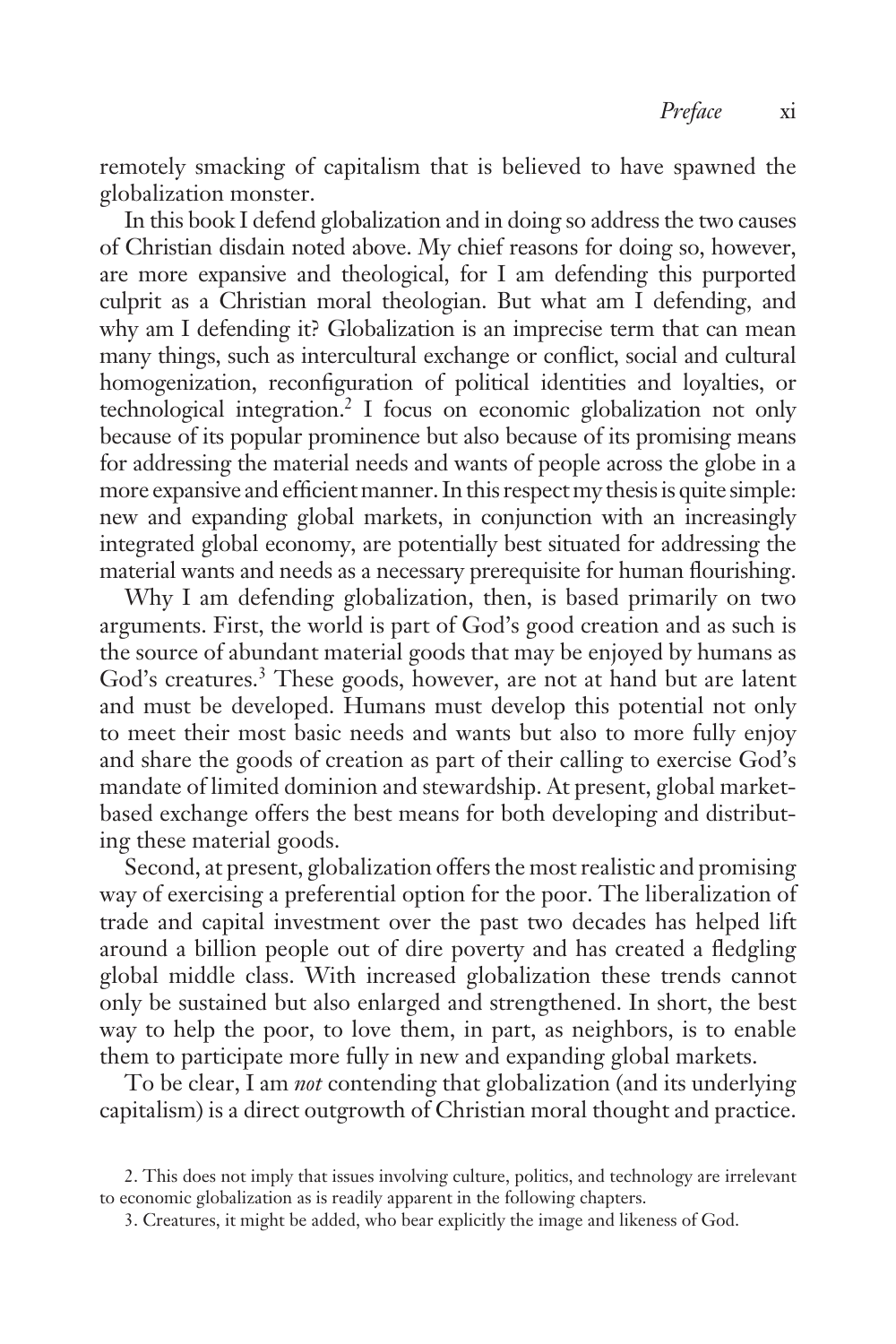remotely smacking of capitalism that is believed to have spawned the globalization monster.

In this book I defend globalization and in doing so address the two causes of Christian disdain noted above. My chief reasons for doing so, however, are more expansive and theological, for I am defending this purported culprit as a Christian moral theologian. But what am I defending, and why am I defending it? Globalization is an imprecise term that can mean many things, such as intercultural exchange or conflict, social and cultural homogenization, reconfiguration of political identities and loyalties, or technological integration.[2] I focus on economic globalization not only because of its popular prominence but also because of its promising means for addressing the material needs and wants of people across the globe in a more expansive and efficient manner. In this respect my thesis is quite simple: new and expanding global markets, in conjunction with an increasingly integrated global economy, are potentially best situated for addressing the material wants and needs as a necessary prerequisite for human flourishing.

Why I am defending globalization, then, is based primarily on two arguments. First, the world is part of God's good creation and as such is the source of abundant material goods that may be enjoyed by humans as God's creatures.[3] These goods, however, are not at hand but are latent and must be developed. Humans must develop this potential not only to meet their most basic needs and wants but also to more fully enjoy and share the goods of creation as part of their calling to exercise God's mandate of limited dominion and stewardship. At present, global market-based exchange offers the best means for both developing and distributing these material goods.

Second, at present, globalization offers the most realistic and promising way of exercising a preferential option for the poor. The liberalization of trade and capital investment over the past two decades has helped lift around a billion people out of dire poverty and has created a fledgling global middle class. With increased globalization these trends cannot only be sustained but also enlarged and strengthened. In short, the best way to help the poor, to love them, in part, as neighbors, is to enable them to participate more fully in new and expanding global markets.

To be clear, I am *not* contending that globalization (and its underlying capitalism) is a direct outgrowth of Christian moral thought and practice.

2. This does not imply that issues involving culture, politics, and technology are irrelevant to economic globalization as is readily apparent in the following chapters.

3. Creatures, it might be added, who bear explicitly the image and likeness of God.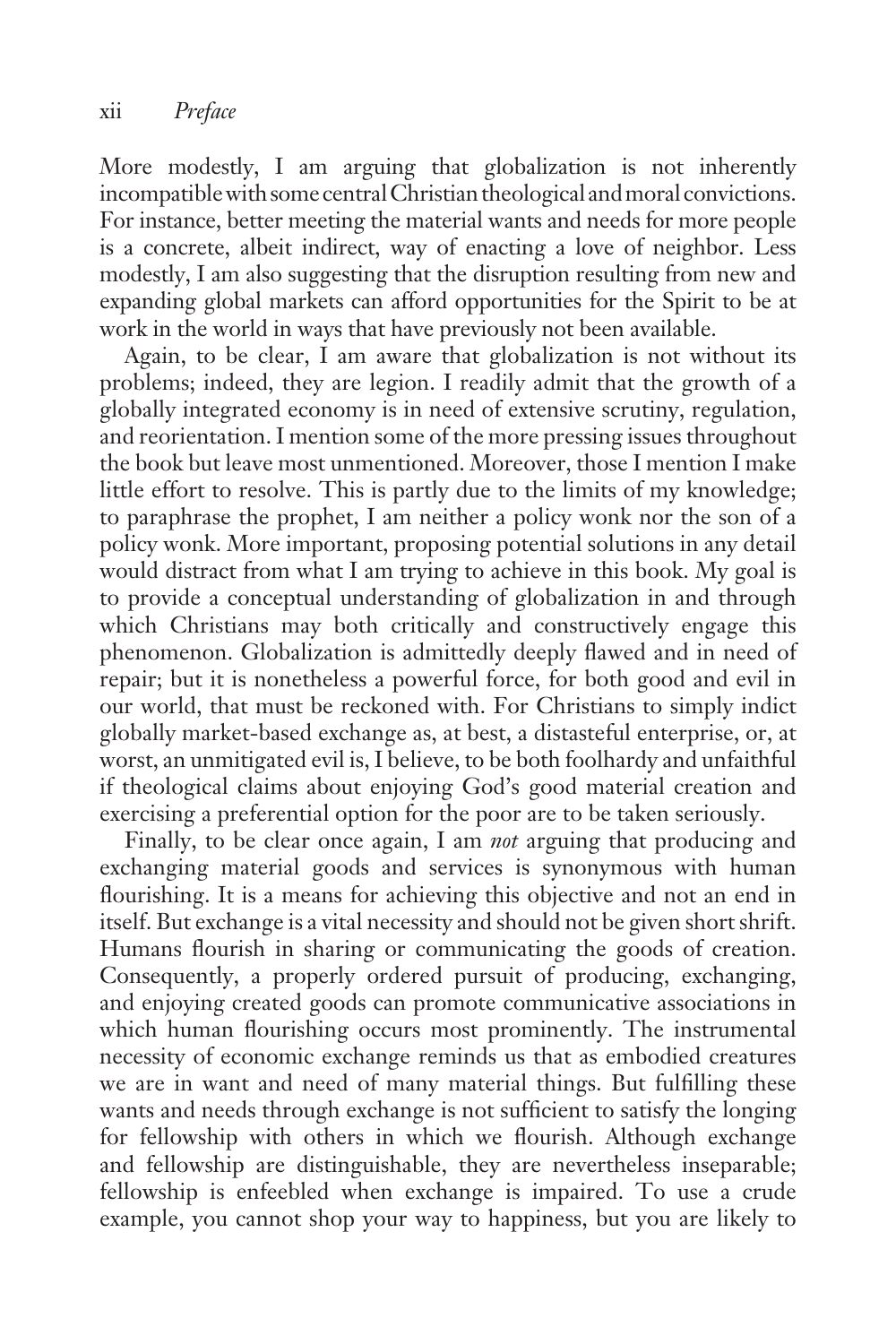More modestly, I am arguing that globalization is not inherently incompatible with some central Christian theological and moral convictions. For instance, better meeting the material wants and needs for more people is a concrete, albeit indirect, way of enacting a love of neighbor. Less modestly, I am also suggesting that the disruption resulting from new and expanding global markets can afford opportunities for the Spirit to be at work in the world in ways that have previously not been available.

Again, to be clear, I am aware that globalization is not without its problems; indeed, they are legion. I readily admit that the growth of a globally integrated economy is in need of extensive scrutiny, regulation, and reorientation. I mention some of the more pressing issues throughout the book but leave most unmentioned. Moreover, those I mention I make little effort to resolve. This is partly due to the limits of my knowledge; to paraphrase the prophet, I am neither a policy wonk nor the son of a policy wonk. More important, proposing potential solutions in any detail would distract from what I am trying to achieve in this book. My goal is to provide a conceptual understanding of globalization in and through which Christians may both critically and constructively engage this phenomenon. Globalization is admittedly deeply flawed and in need of repair; but it is nonetheless a powerful force, for both good and evil in our world, that must be reckoned with. For Christians to simply indict globally market-based exchange as, at best, a distasteful enterprise, or, at worst, an unmitigated evil is, I believe, to be both foolhardy and unfaithful if theological claims about enjoying God's good material creation and exercising a preferential option for the poor are to be taken seriously.

Finally, to be clear once again, I am *not* arguing that producing and exchanging material goods and services is synonymous with human flourishing. It is a means for achieving this objective and not an end in itself. But exchange is a vital necessity and should not be given short shrift. Humans flourish in sharing or communicating the goods of creation. Consequently, a properly ordered pursuit of producing, exchanging, and enjoying created goods can promote communicative associations in which human flourishing occurs most prominently. The instrumental necessity of economic exchange reminds us that as embodied creatures we are in want and need of many material things. But fulfilling these wants and needs through exchange is not sufficient to satisfy the longing for fellowship with others in which we flourish. Although exchange and fellowship are distinguishable, they are nevertheless inseparable; fellowship is enfeebled when exchange is impaired. To use a crude example, you cannot shop your way to happiness, but you are likely to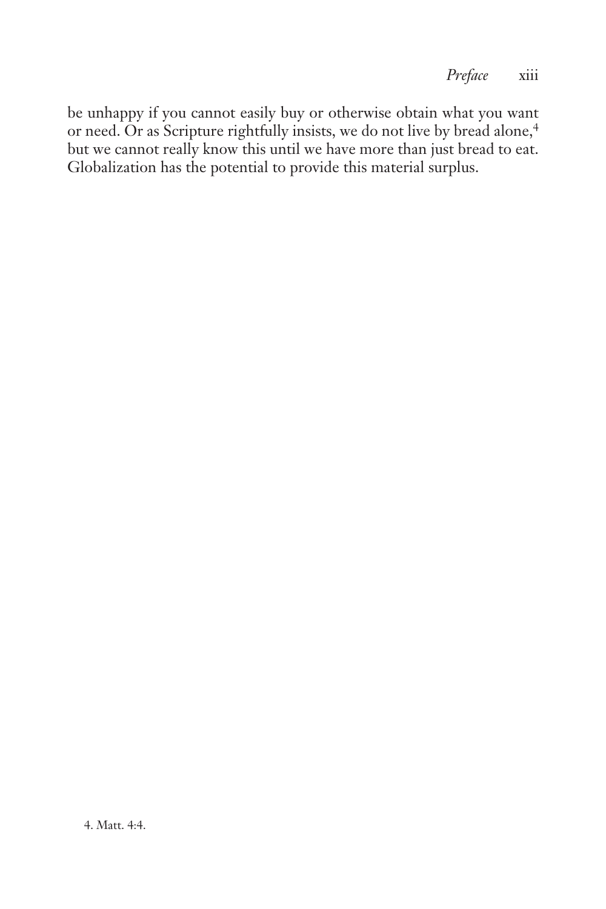be unhappy if you cannot easily buy or otherwise obtain what you want or need. Or as Scripture rightfully insists, we do not live by bread alone,[4] but we cannot really know this until we have more than just bread to eat. Globalization has the potential to provide this material surplus.

4. Matt. 4:4.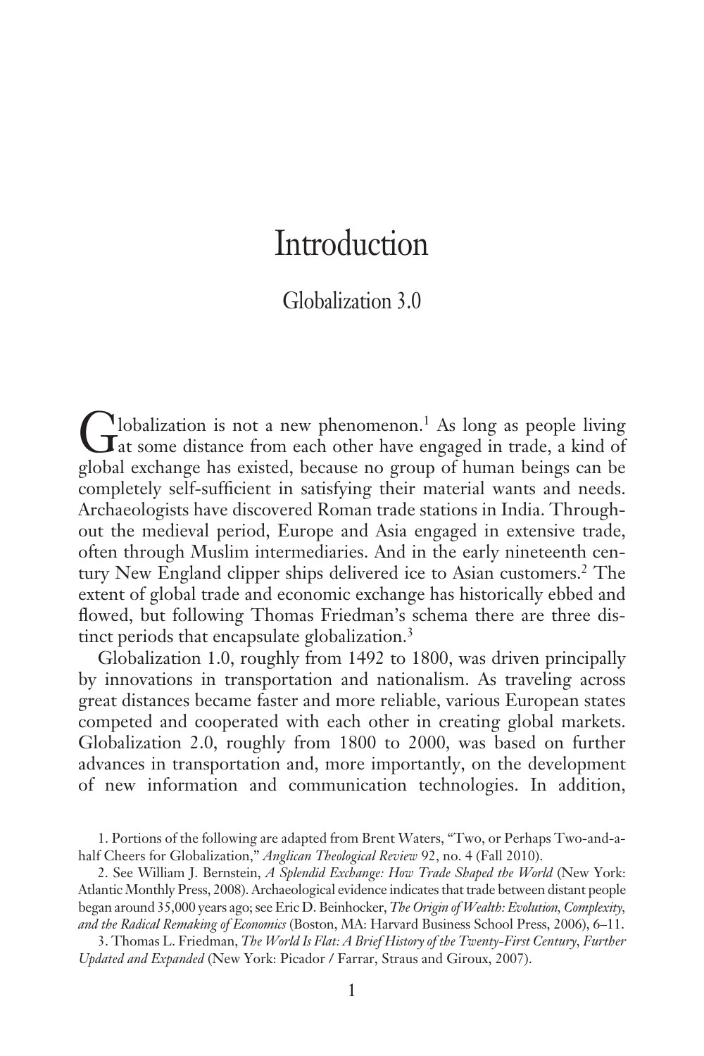# Introduction

## Globalization 3.0

Globalization is not a new phenomenon.[1] As long as people living at some distance from each other have engaged in trade, a kind of global exchange has existed, because no group of human beings can be completely self-sufficient in satisfying their material wants and needs. Archaeologists have discovered Roman trade stations in India. Throughout the medieval period, Europe and Asia engaged in extensive trade, often through Muslim intermediaries. And in the early nineteenth century New England clipper ships delivered ice to Asian customers.[2] The extent of global trade and economic exchange has historically ebbed and flowed, but following Thomas Friedman's schema there are three distinct periods that encapsulate globalization.[3]

Globalization 1.0, roughly from 1492 to 1800, was driven principally by innovations in transportation and nationalism. As traveling across great distances became faster and more reliable, various European states competed and cooperated with each other in creating global markets. Globalization 2.0, roughly from 1800 to 2000, was based on further advances in transportation and, more importantly, on the development of new information and communication technologies. In addition,

1. Portions of the following are adapted from Brent Waters, "Two, or Perhaps Two-and-a-half Cheers for Globalization," *Anglican Theological Review* 92, no. 4 (Fall 2010).

2. See William J. Bernstein, *A Splendid Exchange: How Trade Shaped the World* (New York: Atlantic Monthly Press, 2008). Archaeological evidence indicates that trade between distant people began around 35,000 years ago; see Eric D. Beinhocker, *The Origin of Wealth: Evolution, Complexity, and the Radical Remaking of Economics* (Boston, MA: Harvard Business School Press, 2006), 6–11.

3. Thomas L. Friedman, *The World Is Flat: A Brief History of the Twenty-First Century, Further Updated and Expanded* (New York: Picador / Farrar, Straus and Giroux, 2007).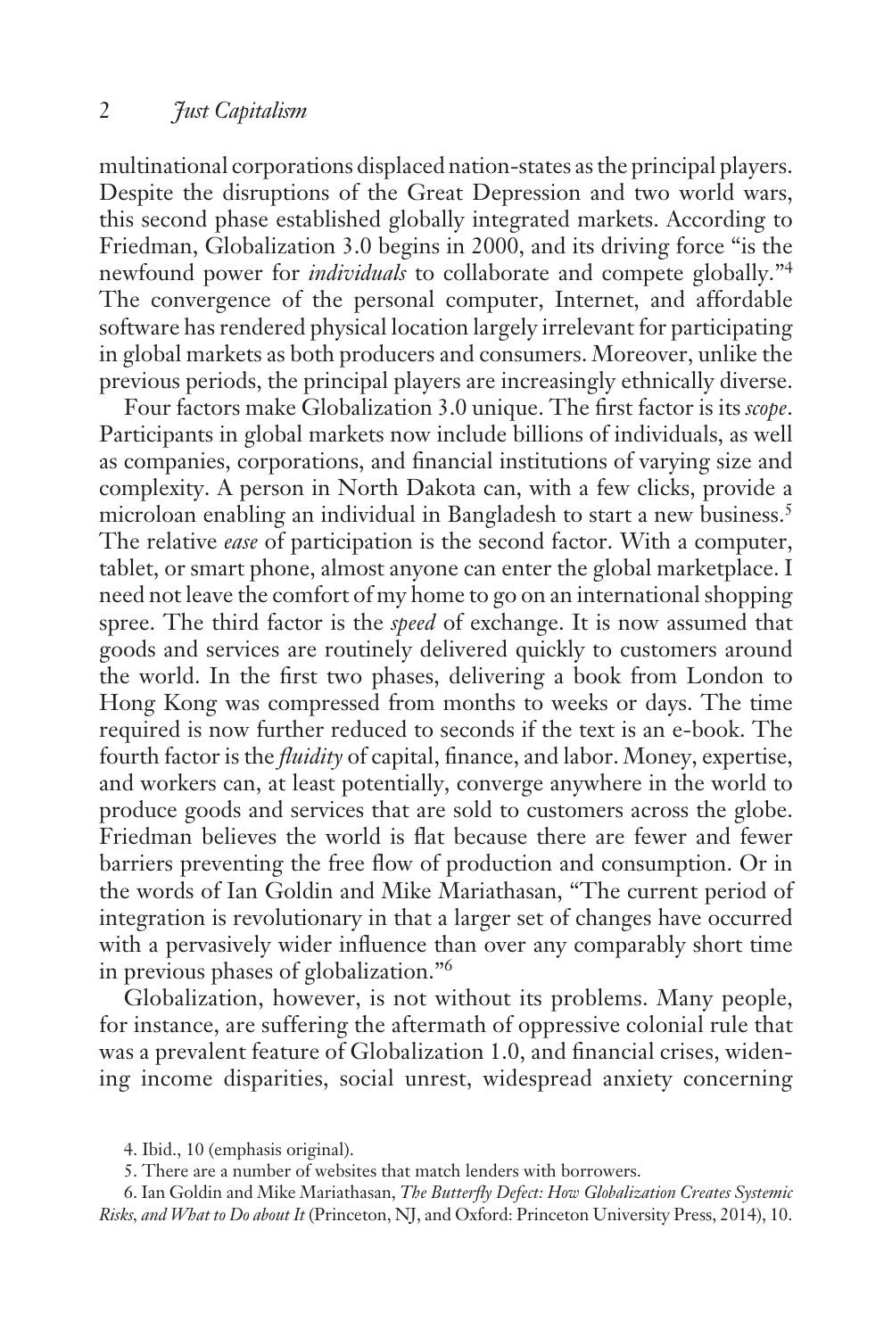multinational corporations displaced nation-states as the principal players. Despite the disruptions of the Great Depression and two world wars, this second phase established globally integrated markets. According to Friedman, Globalization 3.0 begins in 2000, and its driving force "is the newfound power for *individuals* to collaborate and compete globally."[4] The convergence of the personal computer, Internet, and affordable software has rendered physical location largely irrelevant for participating in global markets as both producers and consumers. Moreover, unlike the previous periods, the principal players are increasingly ethnically diverse.

Four factors make Globalization 3.0 unique. The first factor is its *scope*. Participants in global markets now include billions of individuals, as well as companies, corporations, and financial institutions of varying size and complexity. A person in North Dakota can, with a few clicks, provide a microloan enabling an individual in Bangladesh to start a new business.[5] The relative *ease* of participation is the second factor. With a computer, tablet, or smart phone, almost anyone can enter the global marketplace. I need not leave the comfort of my home to go on an international shopping spree. The third factor is the *speed* of exchange. It is now assumed that goods and services are routinely delivered quickly to customers around the world. In the first two phases, delivering a book from London to Hong Kong was compressed from months to weeks or days. The time required is now further reduced to seconds if the text is an e-book. The fourth factor is the *fluidity* of capital, finance, and labor. Money, expertise, and workers can, at least potentially, converge anywhere in the world to produce goods and services that are sold to customers across the globe. Friedman believes the world is flat because there are fewer and fewer barriers preventing the free flow of production and consumption. Or in the words of Ian Goldin and Mike Mariathasan, "The current period of integration is revolutionary in that a larger set of changes have occurred with a pervasively wider influence than over any comparably short time in previous phases of globalization."[6]

Globalization, however, is not without its problems. Many people, for instance, are suffering the aftermath of oppressive colonial rule that was a prevalent feature of Globalization 1.0, and financial crises, widening income disparities, social unrest, widespread anxiety concerning

4. Ibid., 10 (emphasis original).

5. There are a number of websites that match lenders with borrowers.

6. Ian Goldin and Mike Mariathasan, *The Butterfly Defect: How Globalization Creates Systemic Risks, and What to Do about It* (Princeton, NJ, and Oxford: Princeton University Press, 2014), 10.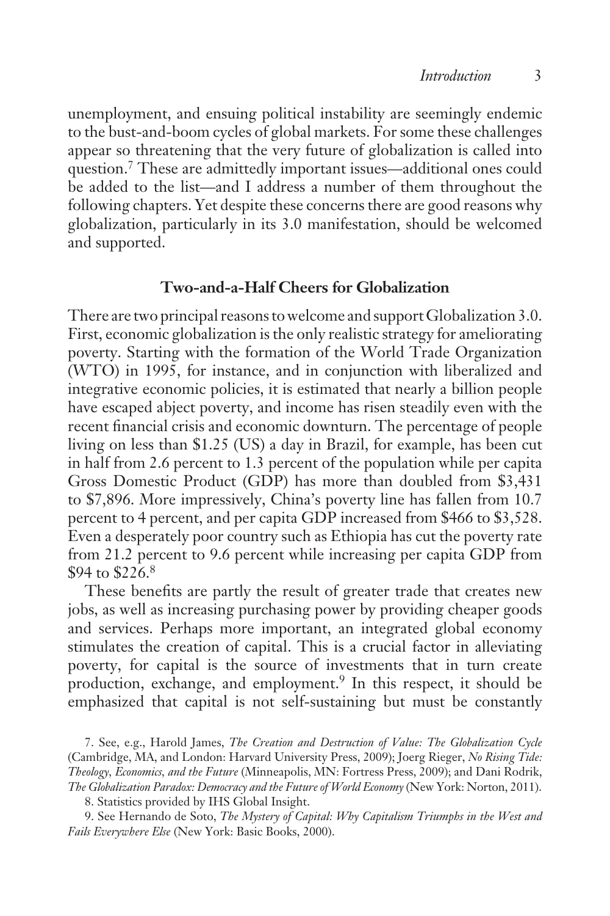unemployment, and ensuing political instability are seemingly endemic to the bust-and-boom cycles of global markets. For some these challenges appear so threatening that the very future of globalization is called into question.[7] These are admittedly important issues—additional ones could be added to the list—and I address a number of them throughout the following chapters. Yet despite these concerns there are good reasons why globalization, particularly in its 3.0 manifestation, should be welcomed and supported.

## Two-and-a-Half Cheers for Globalization

There are two principal reasons to welcome and support Globalization 3.0. First, economic globalization is the only realistic strategy for ameliorating poverty. Starting with the formation of the World Trade Organization (WTO) in 1995, for instance, and in conjunction with liberalized and integrative economic policies, it is estimated that nearly a billion people have escaped abject poverty, and income has risen steadily even with the recent financial crisis and economic downturn. The percentage of people living on less than $1.25 (US) a day in Brazil, for example, has been cut in half from 2.6 percent to 1.3 percent of the population while per capita Gross Domestic Product (GDP) has more than doubled from $3,431 to $7,896. More impressively, China's poverty line has fallen from 10.7 percent to 4 percent, and per capita GDP increased from $466 to $3,528. Even a desperately poor country such as Ethiopia has cut the poverty rate from 21.2 percent to 9.6 percent while increasing per capita GDP from $94 to $226.[8]

These benefits are partly the result of greater trade that creates new jobs, as well as increasing purchasing power by providing cheaper goods and services. Perhaps more important, an integrated global economy stimulates the creation of capital. This is a crucial factor in alleviating poverty, for capital is the source of investments that in turn create production, exchange, and employment.[9] In this respect, it should be emphasized that capital is not self-sustaining but must be constantly

7. See, e.g., Harold James, *The Creation and Destruction of Value: The Globalization Cycle* (Cambridge, MA, and London: Harvard University Press, 2009); Joerg Rieger, *No Rising Tide: Theology, Economics, and the Future* (Minneapolis, MN: Fortress Press, 2009); and Dani Rodrik, *The Globalization Paradox: Democracy and the Future of World Economy* (New York: Norton, 2011).

8. Statistics provided by IHS Global Insight.

9. See Hernando de Soto, *The Mystery of Capital: Why Capitalism Triumphs in the West and Fails Everywhere Else* (New York: Basic Books, 2000).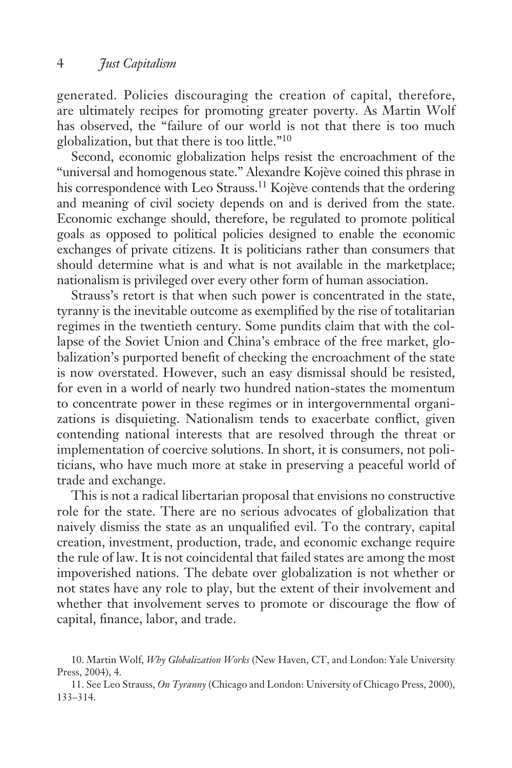generated. Policies discouraging the creation of capital, therefore, are ultimately recipes for promoting greater poverty. As Martin Wolf has observed, the "failure of our world is not that there is too much globalization, but that there is too little."[10]

Second, economic globalization helps resist the encroachment of the "universal and homogenous state." Alexandre Kojève coined this phrase in his correspondence with Leo Strauss.[11] Kojève contends that the ordering and meaning of civil society depends on and is derived from the state. Economic exchange should, therefore, be regulated to promote political goals as opposed to political policies designed to enable the economic exchanges of private citizens. It is politicians rather than consumers that should determine what is and what is not available in the marketplace; nationalism is privileged over every other form of human association.

Strauss's retort is that when such power is concentrated in the state, tyranny is the inevitable outcome as exemplified by the rise of totalitarian regimes in the twentieth century. Some pundits claim that with the collapse of the Soviet Union and China's embrace of the free market, globalization's purported benefit of checking the encroachment of the state is now overstated. However, such an easy dismissal should be resisted, for even in a world of nearly two hundred nation-states the momentum to concentrate power in these regimes or in intergovernmental organizations is disquieting. Nationalism tends to exacerbate conflict, given contending national interests that are resolved through the threat or implementation of coercive solutions. In short, it is consumers, not politicians, who have much more at stake in preserving a peaceful world of trade and exchange.

This is not a radical libertarian proposal that envisions no constructive role for the state. There are no serious advocates of globalization that naively dismiss the state as an unqualified evil. To the contrary, capital creation, investment, production, trade, and economic exchange require the rule of law. It is not coincidental that failed states are among the most impoverished nations. The debate over globalization is not whether or not states have any role to play, but the extent of their involvement and whether that involvement serves to promote or discourage the flow of capital, finance, labor, and trade.

10. Martin Wolf, *Why Globalization Works* (New Haven, CT, and London: Yale University Press, 2004), 4.

11. See Leo Strauss, *On Tyranny* (Chicago and London: University of Chicago Press, 2000), 133–314.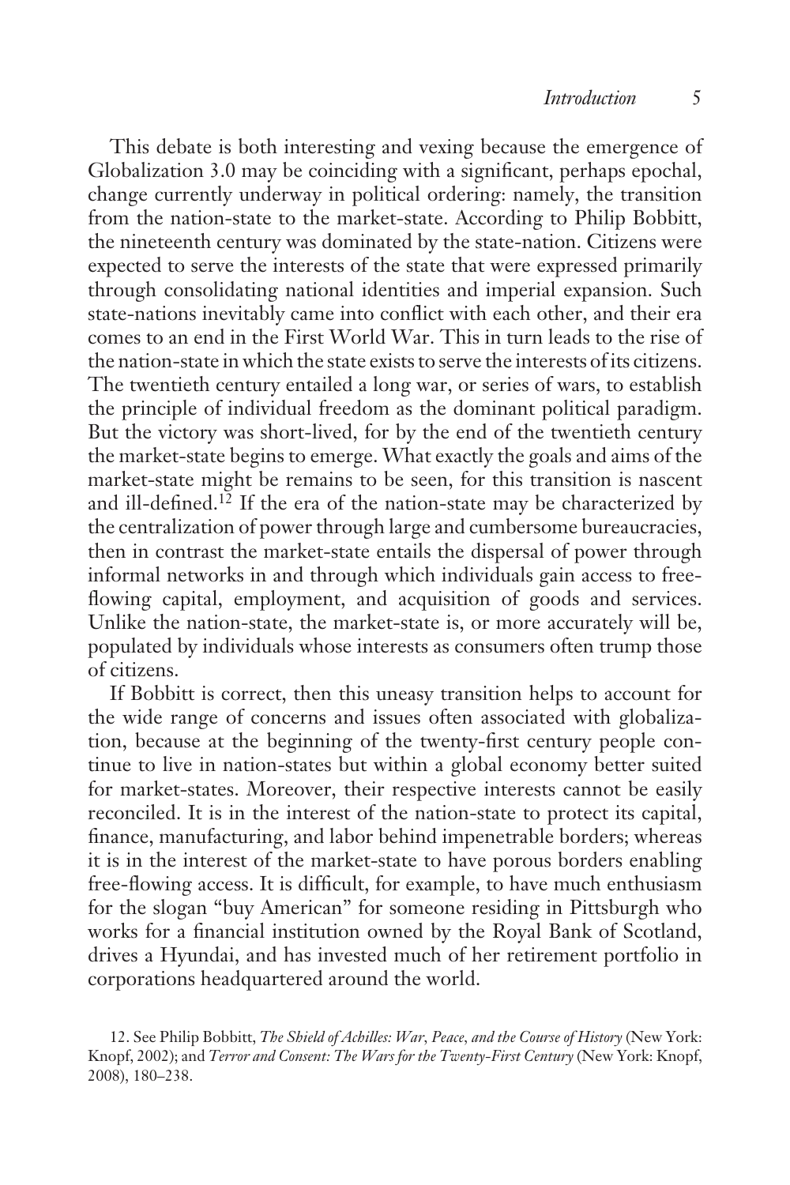This debate is both interesting and vexing because the emergence of Globalization 3.0 may be coinciding with a significant, perhaps epochal, change currently underway in political ordering: namely, the transition from the nation-state to the market-state. According to Philip Bobbitt, the nineteenth century was dominated by the state-nation. Citizens were expected to serve the interests of the state that were expressed primarily through consolidating national identities and imperial expansion. Such state-nations inevitably came into conflict with each other, and their era comes to an end in the First World War. This in turn leads to the rise of the nation-state in which the state exists to serve the interests of its citizens. The twentieth century entailed a long war, or series of wars, to establish the principle of individual freedom as the dominant political paradigm. But the victory was short-lived, for by the end of the twentieth century the market-state begins to emerge. What exactly the goals and aims of the market-state might be remains to be seen, for this transition is nascent and ill-defined.[12] If the era of the nation-state may be characterized by the centralization of power through large and cumbersome bureaucracies, then in contrast the market-state entails the dispersal of power through informal networks in and through which individuals gain access to free-flowing capital, employment, and acquisition of goods and services. Unlike the nation-state, the market-state is, or more accurately will be, populated by individuals whose interests as consumers often trump those of citizens.

If Bobbitt is correct, then this uneasy transition helps to account for the wide range of concerns and issues often associated with globalization, because at the beginning of the twenty-first century people continue to live in nation-states but within a global economy better suited for market-states. Moreover, their respective interests cannot be easily reconciled. It is in the interest of the nation-state to protect its capital, finance, manufacturing, and labor behind impenetrable borders; whereas it is in the interest of the market-state to have porous borders enabling free-flowing access. It is difficult, for example, to have much enthusiasm for the slogan "buy American" for someone residing in Pittsburgh who works for a financial institution owned by the Royal Bank of Scotland, drives a Hyundai, and has invested much of her retirement portfolio in corporations headquartered around the world.

12. See Philip Bobbitt, *The Shield of Achilles: War, Peace, and the Course of History* (New York: Knopf, 2002); and *Terror and Consent: The Wars for the Twenty-First Century* (New York: Knopf, 2008), 180–238.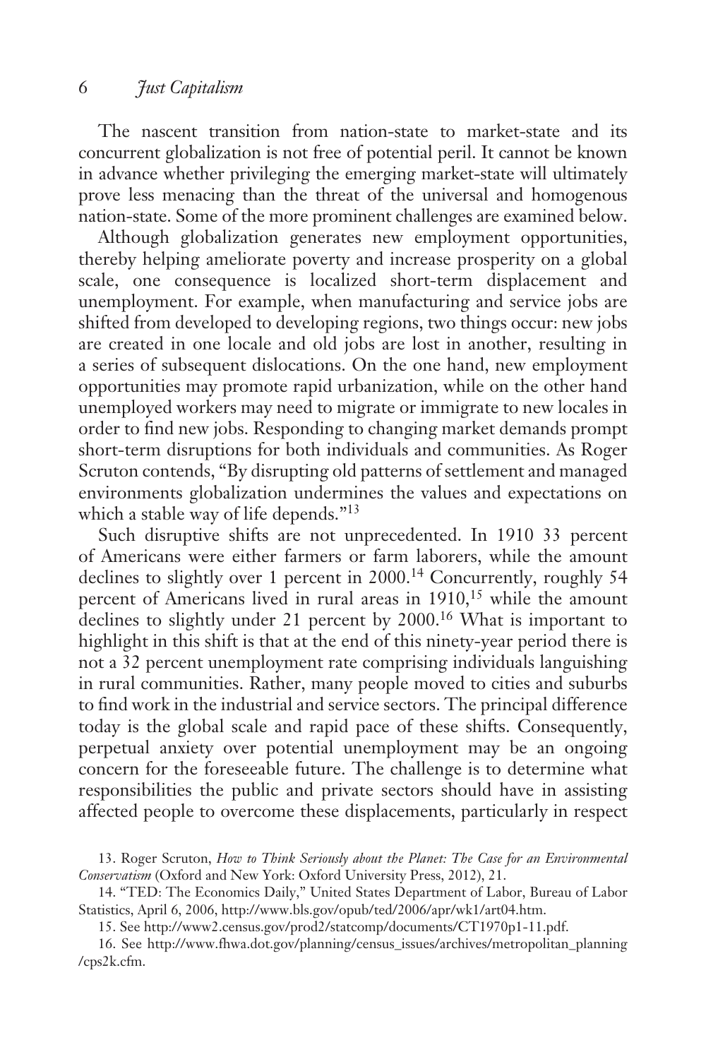The nascent transition from nation-state to market-state and its concurrent globalization is not free of potential peril. It cannot be known in advance whether privileging the emerging market-state will ultimately prove less menacing than the threat of the universal and homogenous nation-state. Some of the more prominent challenges are examined below.

Although globalization generates new employment opportunities, thereby helping ameliorate poverty and increase prosperity on a global scale, one consequence is localized short-term displacement and unemployment. For example, when manufacturing and service jobs are shifted from developed to developing regions, two things occur: new jobs are created in one locale and old jobs are lost in another, resulting in a series of subsequent dislocations. On the one hand, new employment opportunities may promote rapid urbanization, while on the other hand unemployed workers may need to migrate or immigrate to new locales in order to find new jobs. Responding to changing market demands prompt short-term disruptions for both individuals and communities. As Roger Scruton contends, "By disrupting old patterns of settlement and managed environments globalization undermines the values and expectations on which a stable way of life depends."[13]

Such disruptive shifts are not unprecedented. In 1910 33 percent of Americans were either farmers or farm laborers, while the amount declines to slightly over 1 percent in 2000.[14] Concurrently, roughly 54 percent of Americans lived in rural areas in 1910,[15] while the amount declines to slightly under 21 percent by 2000.[16] What is important to highlight in this shift is that at the end of this ninety-year period there is not a 32 percent unemployment rate comprising individuals languishing in rural communities. Rather, many people moved to cities and suburbs to find work in the industrial and service sectors. The principal difference today is the global scale and rapid pace of these shifts. Consequently, perpetual anxiety over potential unemployment may be an ongoing concern for the foreseeable future. The challenge is to determine what responsibilities the public and private sectors should have in assisting affected people to overcome these displacements, particularly in respect

13. Roger Scruton, *How to Think Seriously about the Planet: The Case for an Environmental Conservatism* (Oxford and New York: Oxford University Press, 2012), 21.

14. "TED: The Economics Daily," United States Department of Labor, Bureau of Labor Statistics, April 6, 2006, http://www.bls.gov/opub/ted/2006/apr/wk1/art04.htm.

15. See http://www2.census.gov/prod2/statcomp/documents/CT1970p1-11.pdf.

16. See http://www.fhwa.dot.gov/planning/census_issues/archives/metropolitan_planning/cps2k.cfm.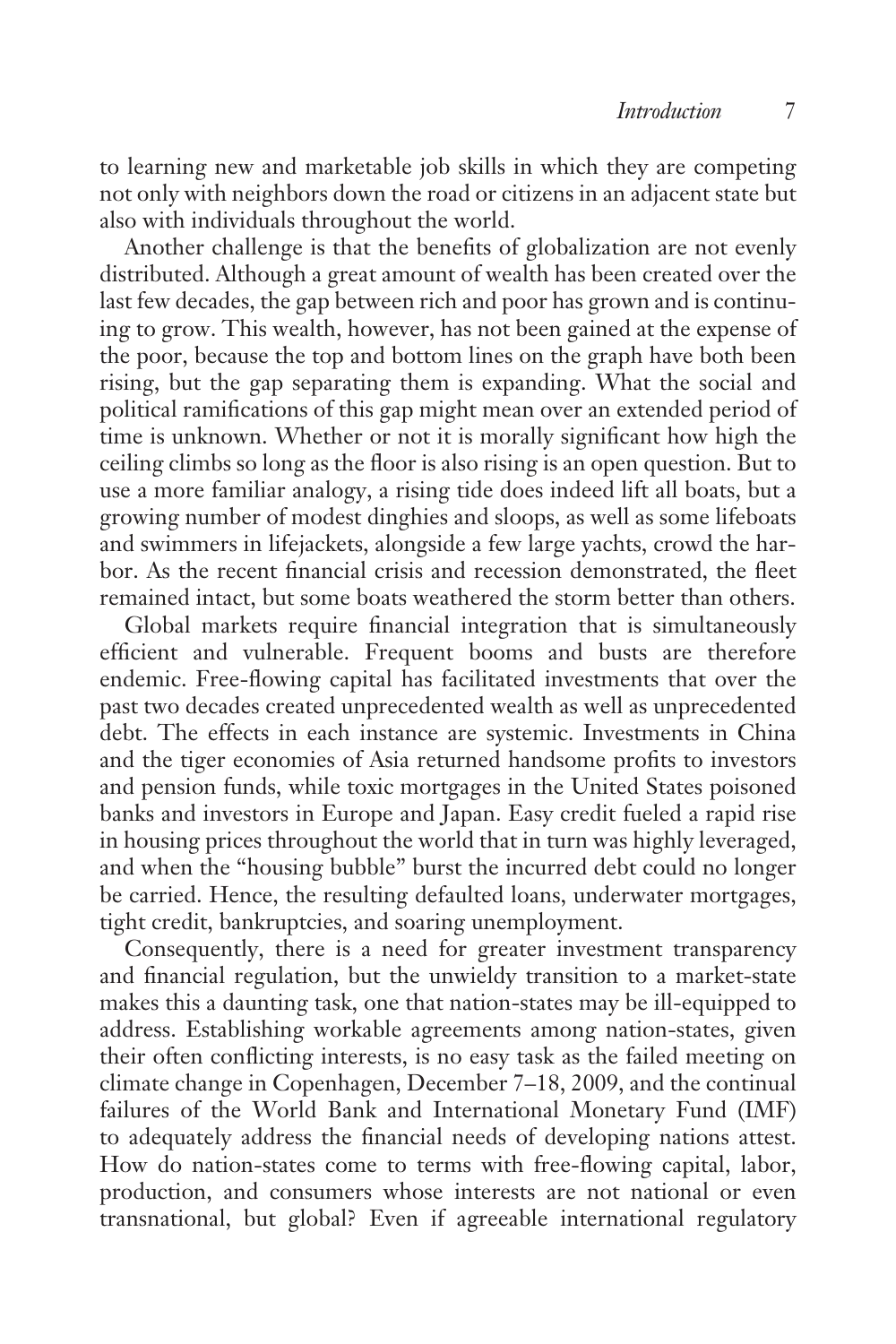to learning new and marketable job skills in which they are competing not only with neighbors down the road or citizens in an adjacent state but also with individuals throughout the world.

Another challenge is that the benefits of globalization are not evenly distributed. Although a great amount of wealth has been created over the last few decades, the gap between rich and poor has grown and is continuing to grow. This wealth, however, has not been gained at the expense of the poor, because the top and bottom lines on the graph have both been rising, but the gap separating them is expanding. What the social and political ramifications of this gap might mean over an extended period of time is unknown. Whether or not it is morally significant how high the ceiling climbs so long as the floor is also rising is an open question. But to use a more familiar analogy, a rising tide does indeed lift all boats, but a growing number of modest dinghies and sloops, as well as some lifeboats and swimmers in lifejackets, alongside a few large yachts, crowd the harbor. As the recent financial crisis and recession demonstrated, the fleet remained intact, but some boats weathered the storm better than others.

Global markets require financial integration that is simultaneously efficient and vulnerable. Frequent booms and busts are therefore endemic. Free-flowing capital has facilitated investments that over the past two decades created unprecedented wealth as well as unprecedented debt. The effects in each instance are systemic. Investments in China and the tiger economies of Asia returned handsome profits to investors and pension funds, while toxic mortgages in the United States poisoned banks and investors in Europe and Japan. Easy credit fueled a rapid rise in housing prices throughout the world that in turn was highly leveraged, and when the "housing bubble" burst the incurred debt could no longer be carried. Hence, the resulting defaulted loans, underwater mortgages, tight credit, bankruptcies, and soaring unemployment.

Consequently, there is a need for greater investment transparency and financial regulation, but the unwieldy transition to a market-state makes this a daunting task, one that nation-states may be ill-equipped to address. Establishing workable agreements among nation-states, given their often conflicting interests, is no easy task as the failed meeting on climate change in Copenhagen, December 7–18, 2009, and the continual failures of the World Bank and International Monetary Fund (IMF) to adequately address the financial needs of developing nations attest. How do nation-states come to terms with free-flowing capital, labor, production, and consumers whose interests are not national or even transnational, but global? Even if agreeable international regulatory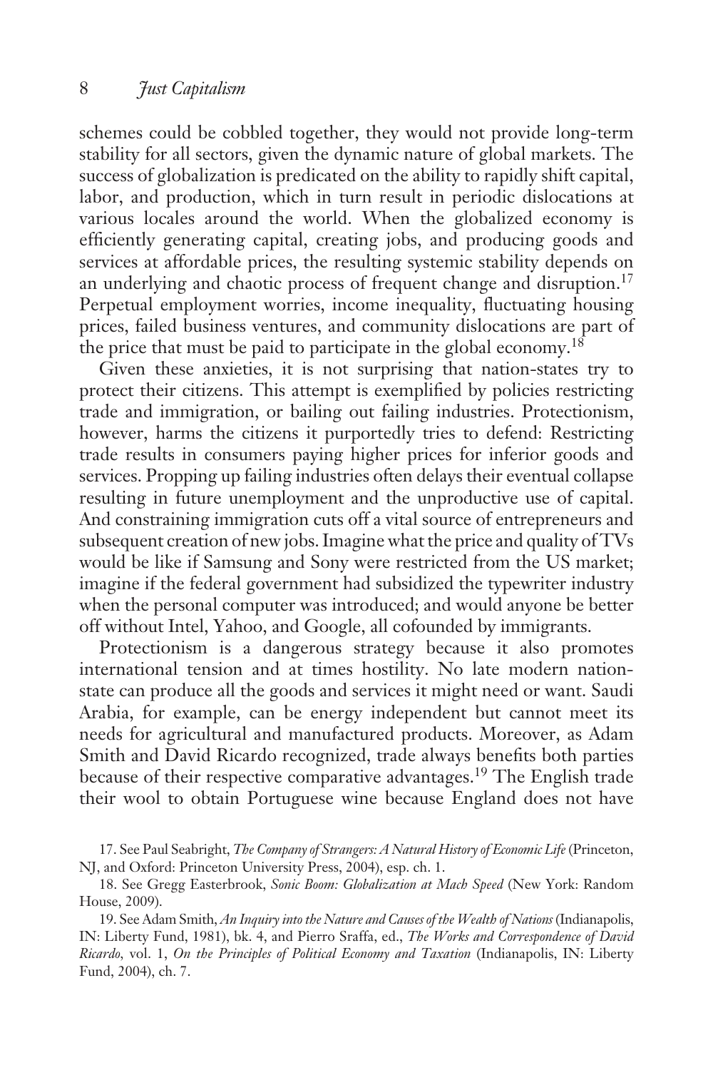schemes could be cobbled together, they would not provide long-term stability for all sectors, given the dynamic nature of global markets. The success of globalization is predicated on the ability to rapidly shift capital, labor, and production, which in turn result in periodic dislocations at various locales around the world. When the globalized economy is efficiently generating capital, creating jobs, and producing goods and services at affordable prices, the resulting systemic stability depends on an underlying and chaotic process of frequent change and disruption.[17] Perpetual employment worries, income inequality, fluctuating housing prices, failed business ventures, and community dislocations are part of the price that must be paid to participate in the global economy.[18]

Given these anxieties, it is not surprising that nation-states try to protect their citizens. This attempt is exemplified by policies restricting trade and immigration, or bailing out failing industries. Protectionism, however, harms the citizens it purportedly tries to defend: Restricting trade results in consumers paying higher prices for inferior goods and services. Propping up failing industries often delays their eventual collapse resulting in future unemployment and the unproductive use of capital. And constraining immigration cuts off a vital source of entrepreneurs and subsequent creation of new jobs. Imagine what the price and quality of TVs would be like if Samsung and Sony were restricted from the US market; imagine if the federal government had subsidized the typewriter industry when the personal computer was introduced; and would anyone be better off without Intel, Yahoo, and Google, all cofounded by immigrants.

Protectionism is a dangerous strategy because it also promotes international tension and at times hostility. No late modern nation-state can produce all the goods and services it might need or want. Saudi Arabia, for example, can be energy independent but cannot meet its needs for agricultural and manufactured products. Moreover, as Adam Smith and David Ricardo recognized, trade always benefits both parties because of their respective comparative advantages.[19] The English trade their wool to obtain Portuguese wine because England does not have

17. See Paul Seabright, *The Company of Strangers: A Natural History of Economic Life* (Princeton, NJ, and Oxford: Princeton University Press, 2004), esp. ch. 1.

18. See Gregg Easterbrook, *Sonic Boom: Globalization at Mach Speed* (New York: Random House, 2009).

19. See Adam Smith, *An Inquiry into the Nature and Causes of the Wealth of Nations* (Indianapolis, IN: Liberty Fund, 1981), bk. 4, and Pierro Sraffa, ed., *The Works and Correspondence of David Ricardo*, vol. 1, *On the Principles of Political Economy and Taxation* (Indianapolis, IN: Liberty Fund, 2004), ch. 7.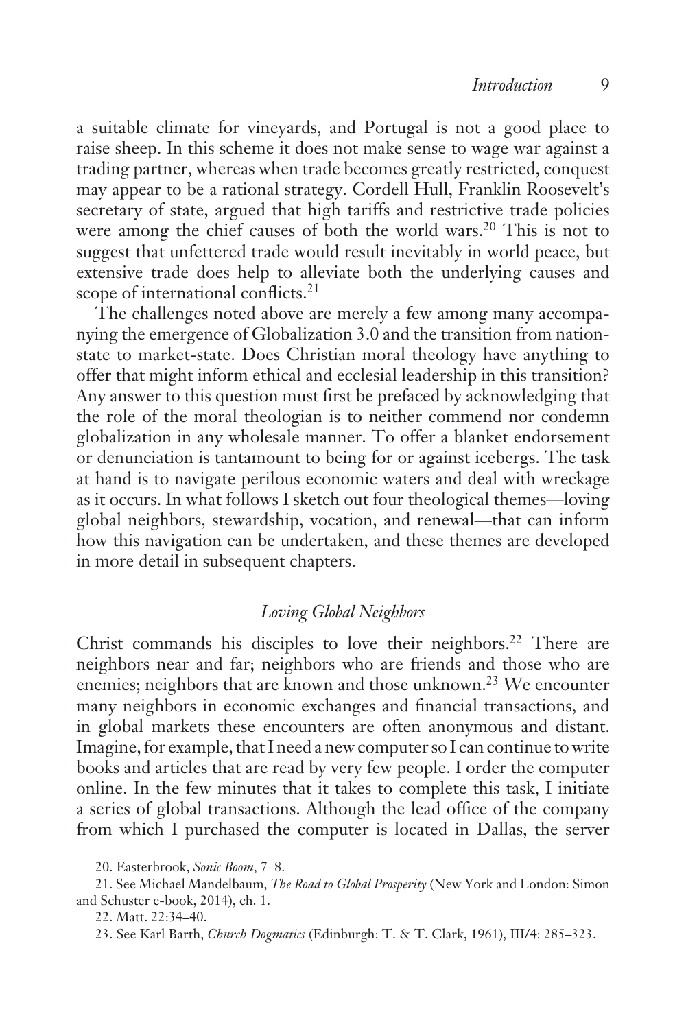a suitable climate for vineyards, and Portugal is not a good place to raise sheep. In this scheme it does not make sense to wage war against a trading partner, whereas when trade becomes greatly restricted, conquest may appear to be a rational strategy. Cordell Hull, Franklin Roosevelt's secretary of state, argued that high tariffs and restrictive trade policies were among the chief causes of both the world wars.[20] This is not to suggest that unfettered trade would result inevitably in world peace, but extensive trade does help to alleviate both the underlying causes and scope of international conflicts.[21]

The challenges noted above are merely a few among many accompanying the emergence of Globalization 3.0 and the transition from nation-state to market-state. Does Christian moral theology have anything to offer that might inform ethical and ecclesial leadership in this transition? Any answer to this question must first be prefaced by acknowledging that the role of the moral theologian is to neither commend nor condemn globalization in any wholesale manner. To offer a blanket endorsement or denunciation is tantamount to being for or against icebergs. The task at hand is to navigate perilous economic waters and deal with wreckage as it occurs. In what follows I sketch out four theological themes—loving global neighbors, stewardship, vocation, and renewal—that can inform how this navigation can be undertaken, and these themes are developed in more detail in subsequent chapters.

### *Loving Global Neighbors*

Christ commands his disciples to love their neighbors.[22] There are neighbors near and far; neighbors who are friends and those who are enemies; neighbors that are known and those unknown.[23] We encounter many neighbors in economic exchanges and financial transactions, and in global markets these encounters are often anonymous and distant. Imagine, for example, that I need a new computer so I can continue to write books and articles that are read by very few people. I order the computer online. In the few minutes that it takes to complete this task, I initiate a series of global transactions. Although the lead office of the company from which I purchased the computer is located in Dallas, the server

20. Easterbrook, *Sonic Boom*, 7–8.

21. See Michael Mandelbaum, *The Road to Global Prosperity* (New York and London: Simon and Schuster e-book, 2014), ch. 1.

22. Matt. 22:34–40.

23. See Karl Barth, *Church Dogmatics* (Edinburgh: T. & T. Clark, 1961), III/4: 285–323.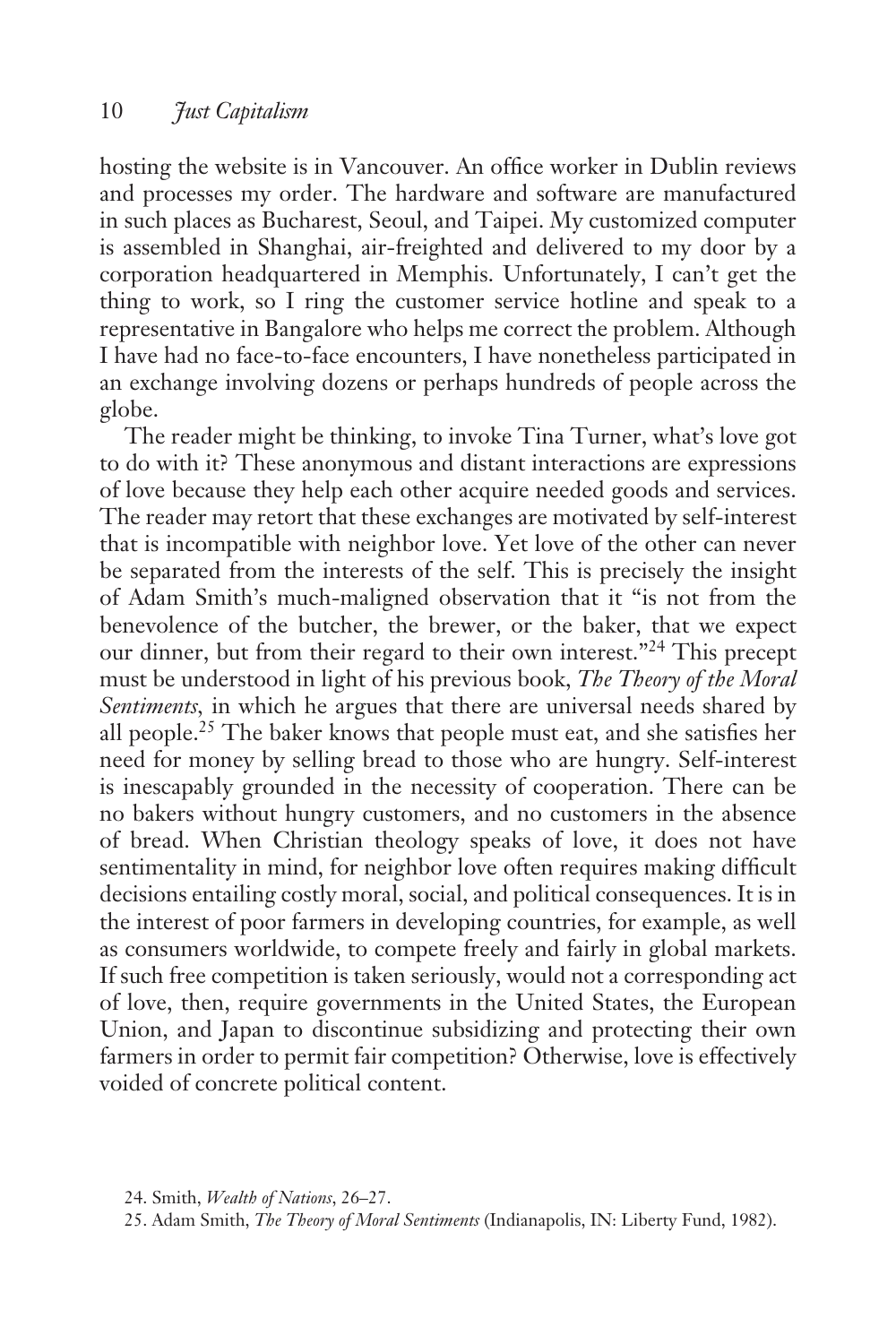hosting the website is in Vancouver. An office worker in Dublin reviews and processes my order. The hardware and software are manufactured in such places as Bucharest, Seoul, and Taipei. My customized computer is assembled in Shanghai, air-freighted and delivered to my door by a corporation headquartered in Memphis. Unfortunately, I can't get the thing to work, so I ring the customer service hotline and speak to a representative in Bangalore who helps me correct the problem. Although I have had no face-to-face encounters, I have nonetheless participated in an exchange involving dozens or perhaps hundreds of people across the globe.

The reader might be thinking, to invoke Tina Turner, what's love got to do with it? These anonymous and distant interactions are expressions of love because they help each other acquire needed goods and services. The reader may retort that these exchanges are motivated by self-interest that is incompatible with neighbor love. Yet love of the other can never be separated from the interests of the self. This is precisely the insight of Adam Smith's much-maligned observation that it "is not from the benevolence of the butcher, the brewer, or the baker, that we expect our dinner, but from their regard to their own interest."[24] This precept must be understood in light of his previous book, *The Theory of the Moral Sentiments*, in which he argues that there are universal needs shared by all people.[25] The baker knows that people must eat, and she satisfies her need for money by selling bread to those who are hungry. Self-interest is inescapably grounded in the necessity of cooperation. There can be no bakers without hungry customers, and no customers in the absence of bread. When Christian theology speaks of love, it does not have sentimentality in mind, for neighbor love often requires making difficult decisions entailing costly moral, social, and political consequences. It is in the interest of poor farmers in developing countries, for example, as well as consumers worldwide, to compete freely and fairly in global markets. If such free competition is taken seriously, would not a corresponding act of love, then, require governments in the United States, the European Union, and Japan to discontinue subsidizing and protecting their own farmers in order to permit fair competition? Otherwise, love is effectively voided of concrete political content.

24. Smith, *Wealth of Nations*, 26–27.

25. Adam Smith, *The Theory of Moral Sentiments* (Indianapolis, IN: Liberty Fund, 1982).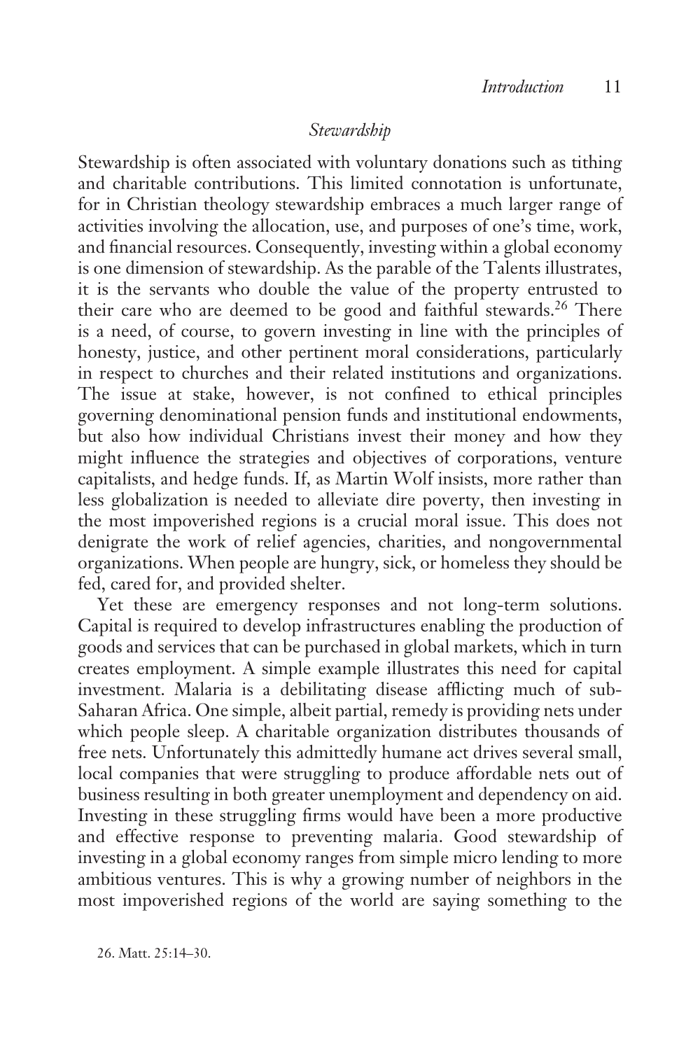### *Stewardship*

Stewardship is often associated with voluntary donations such as tithing and charitable contributions. This limited connotation is unfortunate, for in Christian theology stewardship embraces a much larger range of activities involving the allocation, use, and purposes of one's time, work, and financial resources. Consequently, investing within a global economy is one dimension of stewardship. As the parable of the Talents illustrates, it is the servants who double the value of the property entrusted to their care who are deemed to be good and faithful stewards.[26] There is a need, of course, to govern investing in line with the principles of honesty, justice, and other pertinent moral considerations, particularly in respect to churches and their related institutions and organizations. The issue at stake, however, is not confined to ethical principles governing denominational pension funds and institutional endowments, but also how individual Christians invest their money and how they might influence the strategies and objectives of corporations, venture capitalists, and hedge funds. If, as Martin Wolf insists, more rather than less globalization is needed to alleviate dire poverty, then investing in the most impoverished regions is a crucial moral issue. This does not denigrate the work of relief agencies, charities, and nongovernmental organizations. When people are hungry, sick, or homeless they should be fed, cared for, and provided shelter.

Yet these are emergency responses and not long-term solutions. Capital is required to develop infrastructures enabling the production of goods and services that can be purchased in global markets, which in turn creates employment. A simple example illustrates this need for capital investment. Malaria is a debilitating disease afflicting much of sub-Saharan Africa. One simple, albeit partial, remedy is providing nets under which people sleep. A charitable organization distributes thousands of free nets. Unfortunately this admittedly humane act drives several small, local companies that were struggling to produce affordable nets out of business resulting in both greater unemployment and dependency on aid. Investing in these struggling firms would have been a more productive and effective response to preventing malaria. Good stewardship of investing in a global economy ranges from simple micro lending to more ambitious ventures. This is why a growing number of neighbors in the most impoverished regions of the world are saying something to the

26. Matt. 25:14–30.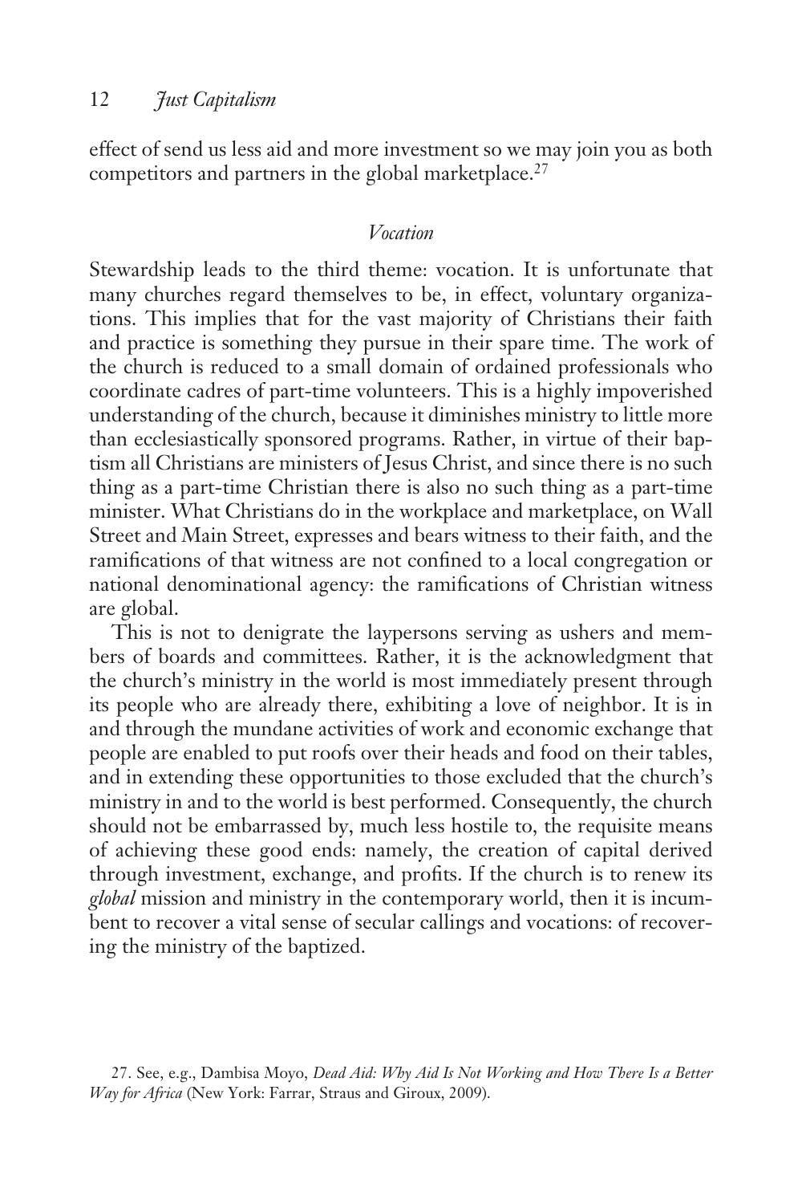effect of send us less aid and more investment so we may join you as both competitors and partners in the global marketplace.[27]

### *Vocation*

Stewardship leads to the third theme: vocation. It is unfortunate that many churches regard themselves to be, in effect, voluntary organizations. This implies that for the vast majority of Christians their faith and practice is something they pursue in their spare time. The work of the church is reduced to a small domain of ordained professionals who coordinate cadres of part-time volunteers. This is a highly impoverished understanding of the church, because it diminishes ministry to little more than ecclesiastically sponsored programs. Rather, in virtue of their baptism all Christians are ministers of Jesus Christ, and since there is no such thing as a part-time Christian there is also no such thing as a part-time minister. What Christians do in the workplace and marketplace, on Wall Street and Main Street, expresses and bears witness to their faith, and the ramifications of that witness are not confined to a local congregation or national denominational agency: the ramifications of Christian witness are global.

This is not to denigrate the laypersons serving as ushers and members of boards and committees. Rather, it is the acknowledgment that the church's ministry in the world is most immediately present through its people who are already there, exhibiting a love of neighbor. It is in and through the mundane activities of work and economic exchange that people are enabled to put roofs over their heads and food on their tables, and in extending these opportunities to those excluded that the church's ministry in and to the world is best performed. Consequently, the church should not be embarrassed by, much less hostile to, the requisite means of achieving these good ends: namely, the creation of capital derived through investment, exchange, and profits. If the church is to renew its *global* mission and ministry in the contemporary world, then it is incumbent to recover a vital sense of secular callings and vocations: of recovering the ministry of the baptized.

27. See, e.g., Dambisa Moyo, *Dead Aid: Why Aid Is Not Working and How There Is a Better Way for Africa* (New York: Farrar, Straus and Giroux, 2009).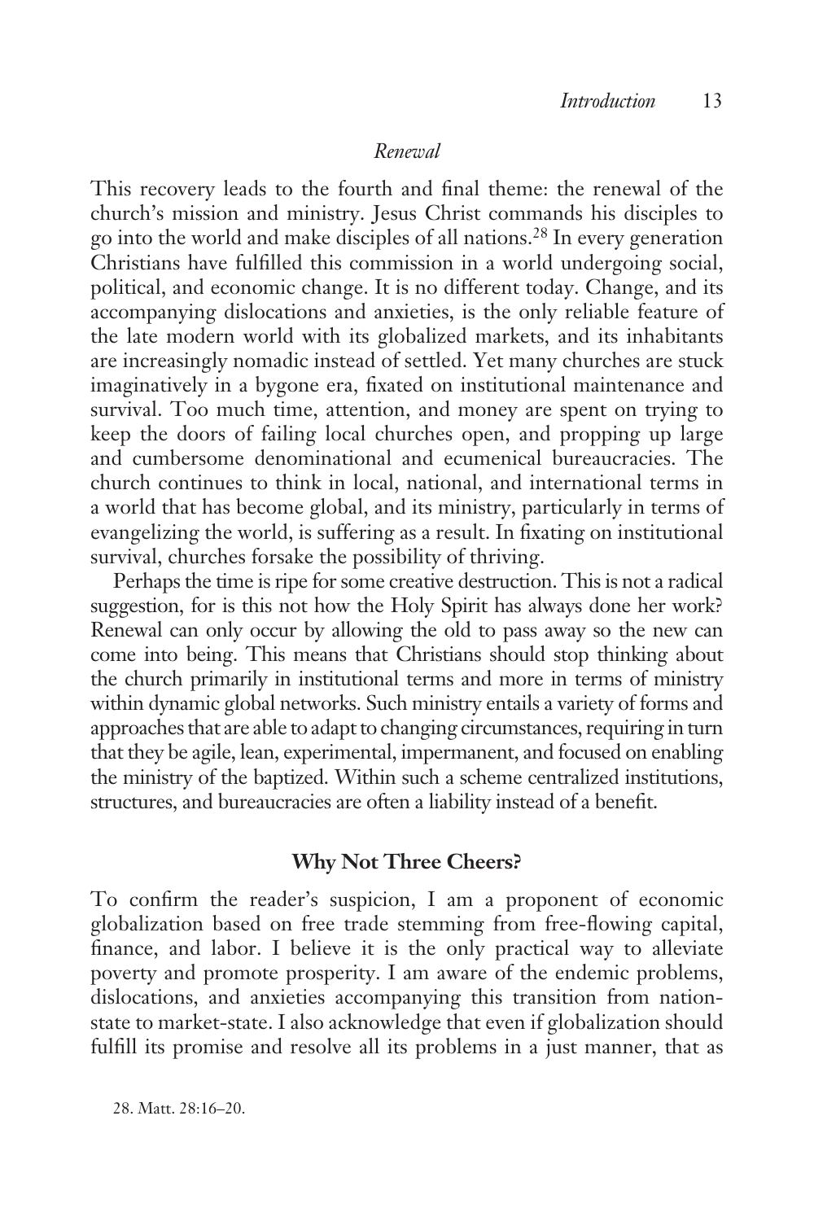### *Renewal*

This recovery leads to the fourth and final theme: the renewal of the church's mission and ministry. Jesus Christ commands his disciples to go into the world and make disciples of all nations.[28] In every generation Christians have fulfilled this commission in a world undergoing social, political, and economic change. It is no different today. Change, and its accompanying dislocations and anxieties, is the only reliable feature of the late modern world with its globalized markets, and its inhabitants are increasingly nomadic instead of settled. Yet many churches are stuck imaginatively in a bygone era, fixated on institutional maintenance and survival. Too much time, attention, and money are spent on trying to keep the doors of failing local churches open, and propping up large and cumbersome denominational and ecumenical bureaucracies. The church continues to think in local, national, and international terms in a world that has become global, and its ministry, particularly in terms of evangelizing the world, is suffering as a result. In fixating on institutional survival, churches forsake the possibility of thriving.

Perhaps the time is ripe for some creative destruction. This is not a radical suggestion, for is this not how the Holy Spirit has always done her work? Renewal can only occur by allowing the old to pass away so the new can come into being. This means that Christians should stop thinking about the church primarily in institutional terms and more in terms of ministry within dynamic global networks. Such ministry entails a variety of forms and approaches that are able to adapt to changing circumstances, requiring in turn that they be agile, lean, experimental, impermanent, and focused on enabling the ministry of the baptized. Within such a scheme centralized institutions, structures, and bureaucracies are often a liability instead of a benefit.

## **Why Not Three Cheers?**

To confirm the reader's suspicion, I am a proponent of economic globalization based on free trade stemming from free-flowing capital, finance, and labor. I believe it is the only practical way to alleviate poverty and promote prosperity. I am aware of the endemic problems, dislocations, and anxieties accompanying this transition from nation-state to market-state. I also acknowledge that even if globalization should fulfill its promise and resolve all its problems in a just manner, that as

28. Matt. 28:16–20.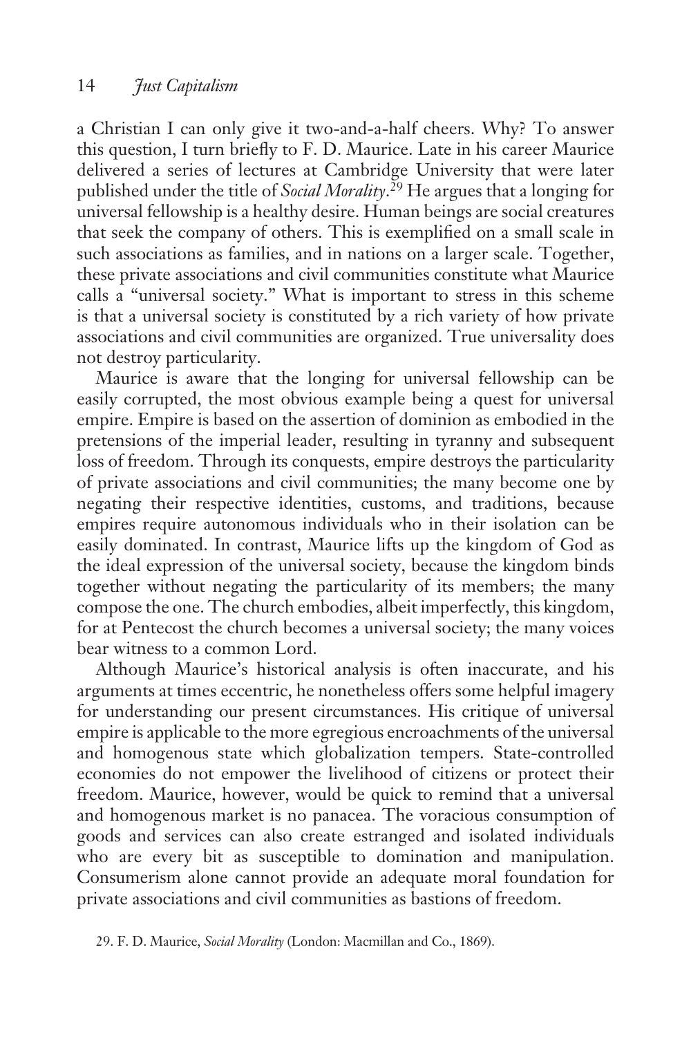a Christian I can only give it two-and-a-half cheers. Why? To answer this question, I turn briefly to F. D. Maurice. Late in his career Maurice delivered a series of lectures at Cambridge University that were later published under the title of *Social Morality*.[29] He argues that a longing for universal fellowship is a healthy desire. Human beings are social creatures that seek the company of others. This is exemplified on a small scale in such associations as families, and in nations on a larger scale. Together, these private associations and civil communities constitute what Maurice calls a "universal society." What is important to stress in this scheme is that a universal society is constituted by a rich variety of how private associations and civil communities are organized. True universality does not destroy particularity.

Maurice is aware that the longing for universal fellowship can be easily corrupted, the most obvious example being a quest for universal empire. Empire is based on the assertion of dominion as embodied in the pretensions of the imperial leader, resulting in tyranny and subsequent loss of freedom. Through its conquests, empire destroys the particularity of private associations and civil communities; the many become one by negating their respective identities, customs, and traditions, because empires require autonomous individuals who in their isolation can be easily dominated. In contrast, Maurice lifts up the kingdom of God as the ideal expression of the universal society, because the kingdom binds together without negating the particularity of its members; the many compose the one. The church embodies, albeit imperfectly, this kingdom, for at Pentecost the church becomes a universal society; the many voices bear witness to a common Lord.

Although Maurice's historical analysis is often inaccurate, and his arguments at times eccentric, he nonetheless offers some helpful imagery for understanding our present circumstances. His critique of universal empire is applicable to the more egregious encroachments of the universal and homogenous state which globalization tempers. State-controlled economies do not empower the livelihood of citizens or protect their freedom. Maurice, however, would be quick to remind that a universal and homogenous market is no panacea. The voracious consumption of goods and services can also create estranged and isolated individuals who are every bit as susceptible to domination and manipulation. Consumerism alone cannot provide an adequate moral foundation for private associations and civil communities as bastions of freedom.

29. F. D. Maurice, *Social Morality* (London: Macmillan and Co., 1869).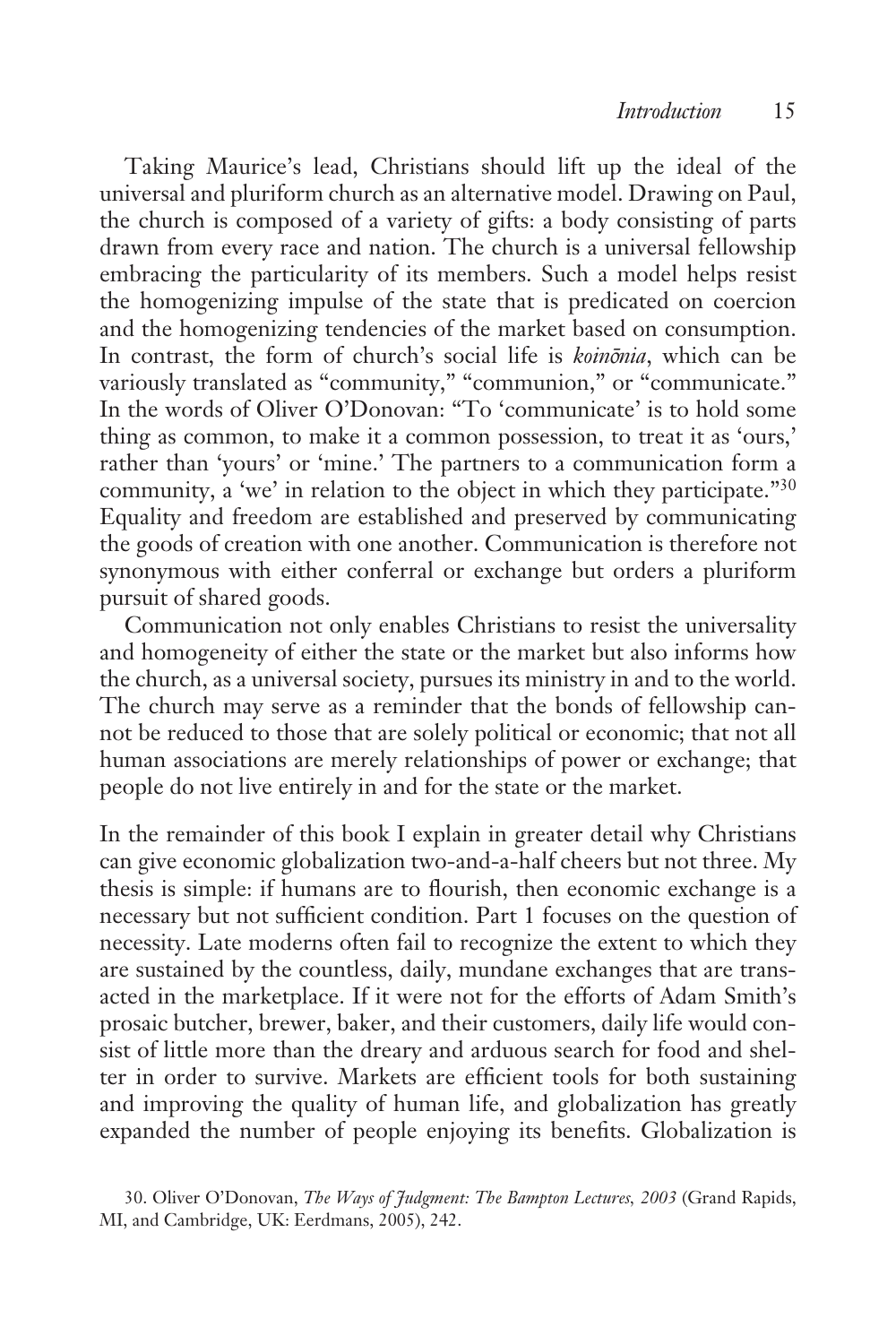Taking Maurice's lead, Christians should lift up the ideal of the universal and pluriform church as an alternative model. Drawing on Paul, the church is composed of a variety of gifts: a body consisting of parts drawn from every race and nation. The church is a universal fellowship embracing the particularity of its members. Such a model helps resist the homogenizing impulse of the state that is predicated on coercion and the homogenizing tendencies of the market based on consumption. In contrast, the form of church's social life is *koinōnia*, which can be variously translated as "community," "communion," or "communicate." In the words of Oliver O'Donovan: "To 'communicate' is to hold some thing as common, to make it a common possession, to treat it as 'ours,' rather than 'yours' or 'mine.' The partners to a communication form a community, a 'we' in relation to the object in which they participate."[30] Equality and freedom are established and preserved by communicating the goods of creation with one another. Communication is therefore not synonymous with either conferral or exchange but orders a pluriform pursuit of shared goods.

Communication not only enables Christians to resist the universality and homogeneity of either the state or the market but also informs how the church, as a universal society, pursues its ministry in and to the world. The church may serve as a reminder that the bonds of fellowship cannot be reduced to those that are solely political or economic; that not all human associations are merely relationships of power or exchange; that people do not live entirely in and for the state or the market.

In the remainder of this book I explain in greater detail why Christians can give economic globalization two-and-a-half cheers but not three. My thesis is simple: if humans are to flourish, then economic exchange is a necessary but not sufficient condition. Part 1 focuses on the question of necessity. Late moderns often fail to recognize the extent to which they are sustained by the countless, daily, mundane exchanges that are transacted in the marketplace. If it were not for the efforts of Adam Smith's prosaic butcher, brewer, baker, and their customers, daily life would consist of little more than the dreary and arduous search for food and shelter in order to survive. Markets are efficient tools for both sustaining and improving the quality of human life, and globalization has greatly expanded the number of people enjoying its benefits. Globalization is

30. Oliver O'Donovan, *The Ways of Judgment: The Bampton Lectures, 2003* (Grand Rapids, MI, and Cambridge, UK: Eerdmans, 2005), 242.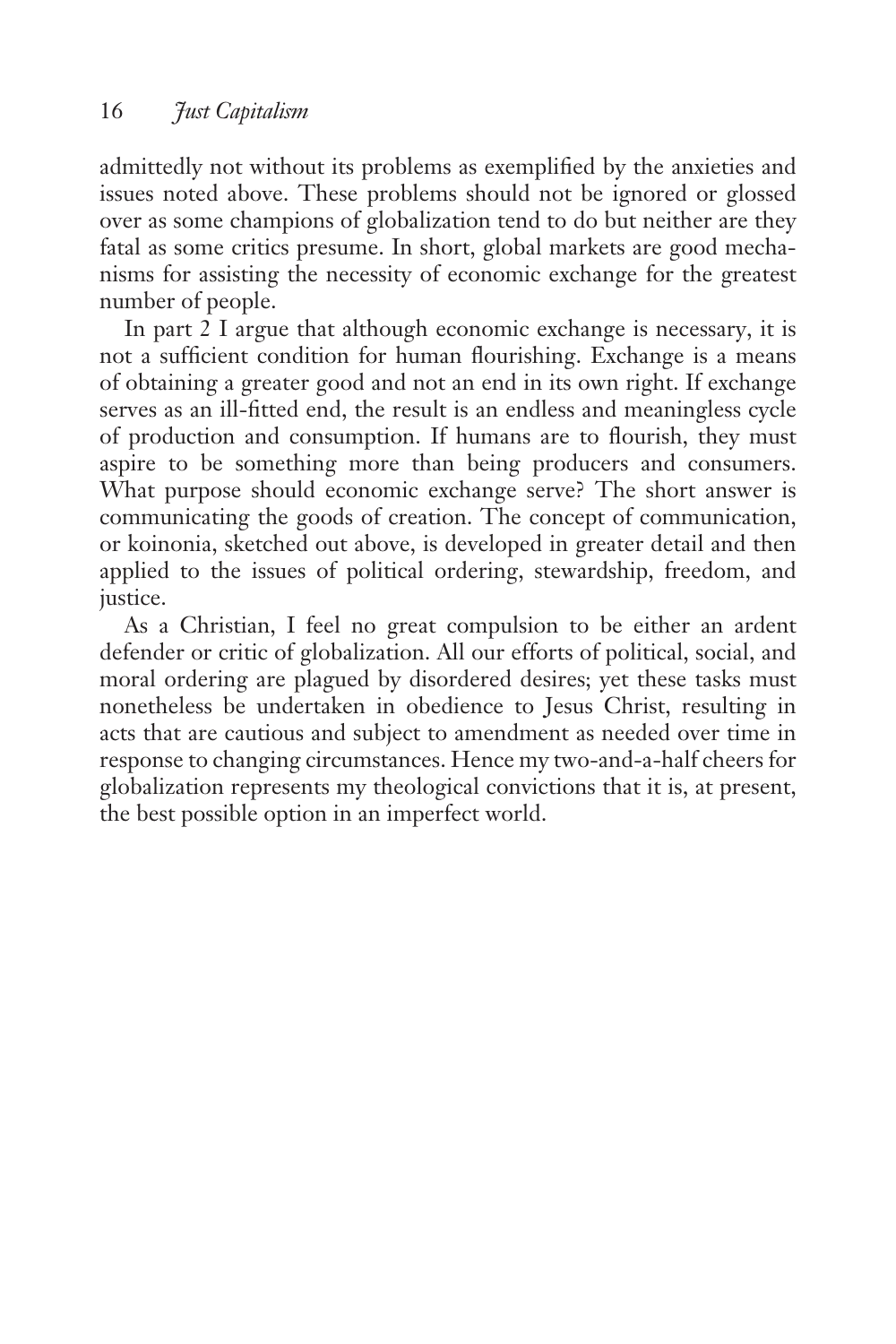admittedly not without its problems as exemplified by the anxieties and issues noted above. These problems should not be ignored or glossed over as some champions of globalization tend to do but neither are they fatal as some critics presume. In short, global markets are good mechanisms for assisting the necessity of economic exchange for the greatest number of people.

In part 2 I argue that although economic exchange is necessary, it is not a sufficient condition for human flourishing. Exchange is a means of obtaining a greater good and not an end in its own right. If exchange serves as an ill-fitted end, the result is an endless and meaningless cycle of production and consumption. If humans are to flourish, they must aspire to be something more than being producers and consumers. What purpose should economic exchange serve? The short answer is communicating the goods of creation. The concept of communication, or koinonia, sketched out above, is developed in greater detail and then applied to the issues of political ordering, stewardship, freedom, and justice.

As a Christian, I feel no great compulsion to be either an ardent defender or critic of globalization. All our efforts of political, social, and moral ordering are plagued by disordered desires; yet these tasks must nonetheless be undertaken in obedience to Jesus Christ, resulting in acts that are cautious and subject to amendment as needed over time in response to changing circumstances. Hence my two-and-a-half cheers for globalization represents my theological convictions that it is, at present, the best possible option in an imperfect world.